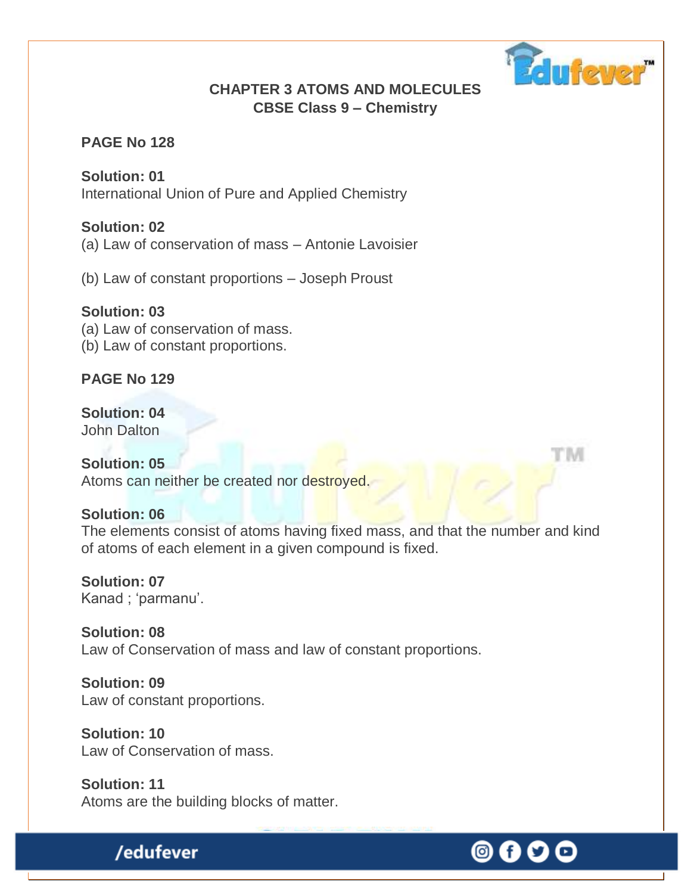# CHAPTER 3 ATOMS AND MOLECULES
## CBSE Class 9 – Chemistry

**PAGE No 128**

**Solution: 01**
International Union of Pure and Applied Chemistry

**Solution: 02**
(a) Law of conservation of mass – Antonie Lavoisier

(b) Law of constant proportions – Joseph Proust

**Solution: 03**
(a) Law of conservation of mass.
(b) Law of constant proportions.

**PAGE No 129**

**Solution: 04**
John Dalton

**Solution: 05**
Atoms can neither be created nor destroyed.

**Solution: 06**
The elements consist of atoms having fixed mass, and that the number and kind of atoms of each element in a given compound is fixed.

**Solution: 07**
Kanad ; 'parmanu'.

**Solution: 08**
Law of Conservation of mass and law of constant proportions.

**Solution: 09**
Law of constant proportions.

**Solution: 10**
Law of Conservation of mass.

**Solution: 11**
Atoms are the building blocks of matter.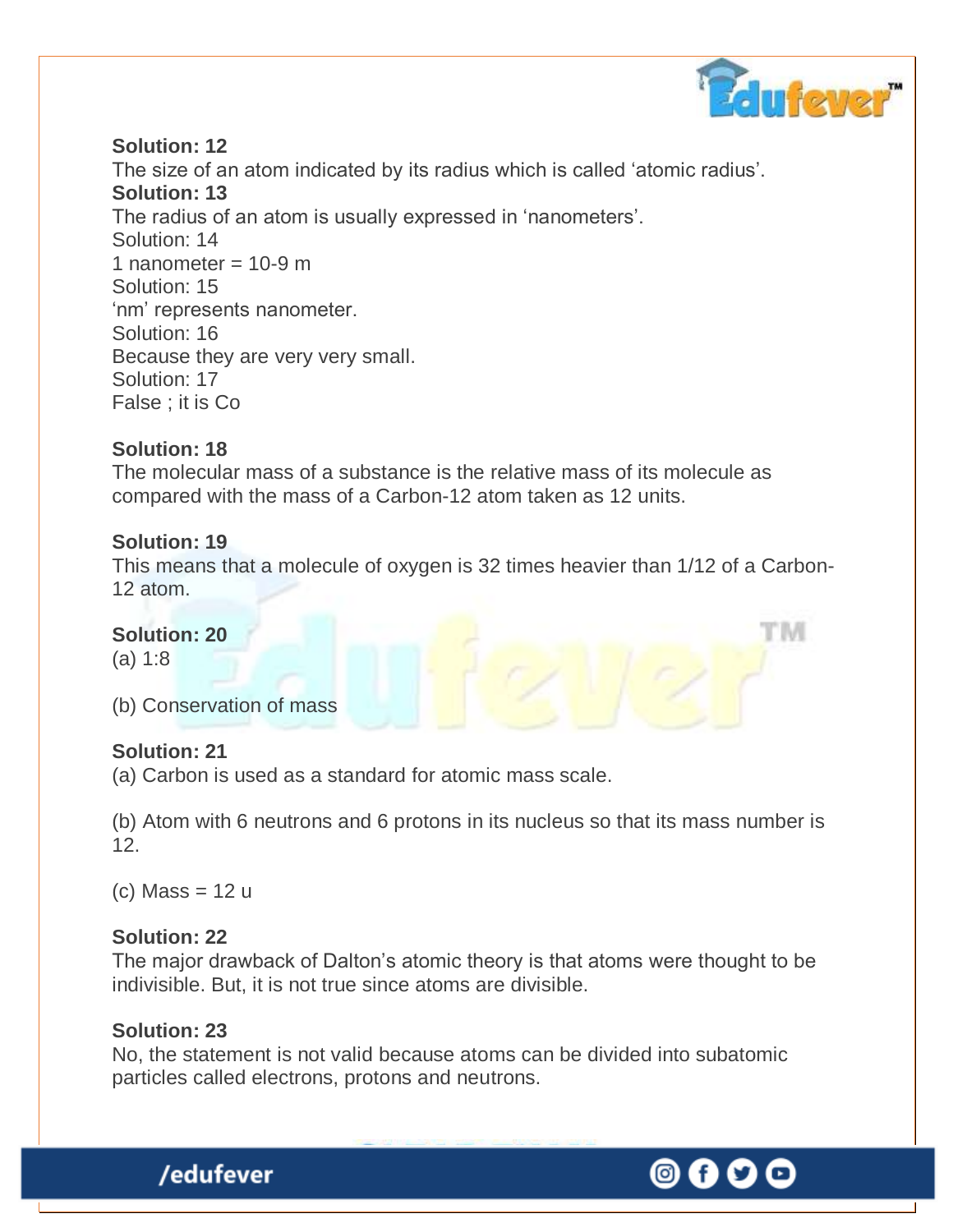**Solution: 12**

The size of an atom indicated by its radius which is called 'atomic radius'.

**Solution: 13**

The radius of an atom is usually expressed in 'nanometers'.

Solution: 14

1 nanometer = 10-9 m

Solution: 15

'nm' represents nanometer.

Solution: 16

Because they are very very small.

Solution: 17

False ; it is Co

**Solution: 18**

The molecular mass of a substance is the relative mass of its molecule as compared with the mass of a Carbon-12 atom taken as 12 units.

**Solution: 19**

This means that a molecule of oxygen is 32 times heavier than 1/12 of a Carbon-12 atom.

**Solution: 20**

(a) 1:8

(b) Conservation of mass

**Solution: 21**

(a) Carbon is used as a standard for atomic mass scale.

(b) Atom with 6 neutrons and 6 protons in its nucleus so that its mass number is 12.

(c) Mass = 12 u

**Solution: 22**

The major drawback of Dalton's atomic theory is that atoms were thought to be indivisible. But, it is not true since atoms are divisible.

**Solution: 23**

No, the statement is not valid because atoms can be divided into subatomic particles called electrons, protons and neutrons.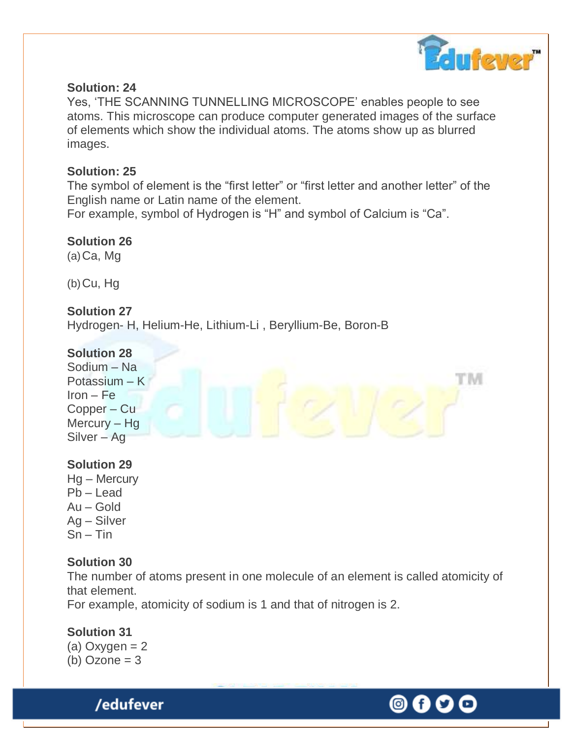**Solution: 24**

Yes, 'THE SCANNING TUNNELLING MICROSCOPE' enables people to see atoms. This microscope can produce computer generated images of the surface of elements which show the individual atoms. The atoms show up as blurred images.

**Solution: 25**

The symbol of element is the "first letter" or "first letter and another letter" of the English name or Latin name of the element.
For example, symbol of Hydrogen is "H" and symbol of Calcium is "Ca".

**Solution 26**

(a) Ca, Mg

(b) Cu, Hg

**Solution 27**

Hydrogen- H, Helium-He, Lithium-Li , Beryllium-Be, Boron-B

**Solution 28**

Sodium – Na
Potassium – K
Iron – Fe
Copper – Cu
Mercury – Hg
Silver – Ag

**Solution 29**

Hg – Mercury
Pb – Lead
Au – Gold
Ag – Silver
Sn – Tin

**Solution 30**

The number of atoms present in one molecule of an element is called atomicity of that element.
For example, atomicity of sodium is 1 and that of nitrogen is 2.

**Solution 31**

(a) Oxygen = 2
(b) Ozone = 3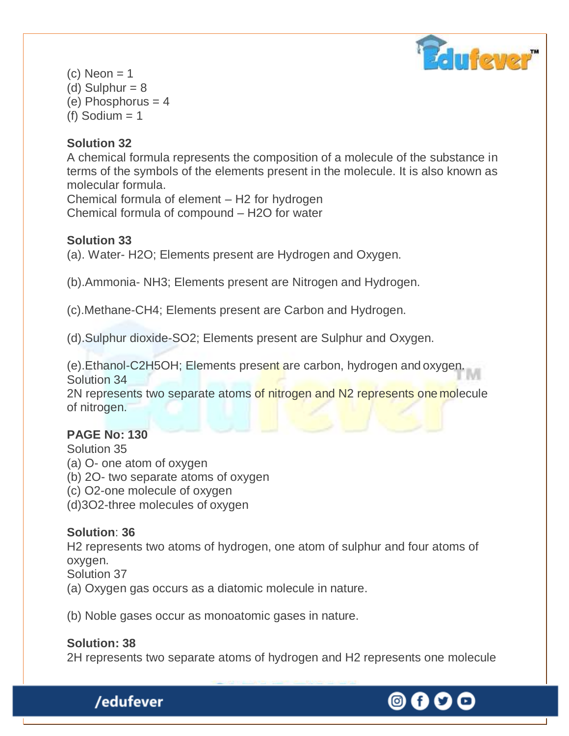(c) Neon = 1
(d) Sulphur = 8
(e) Phosphorus = 4
(f) Sodium = 1

**Solution 32**
A chemical formula represents the composition of a molecule of the substance in terms of the symbols of the elements present in the molecule. It is also known as molecular formula.
Chemical formula of element – $H_2$ for hydrogen
Chemical formula of compound – $H_2O$ for water

**Solution 33**
(a). Water- $H_2O$; Elements present are Hydrogen and Oxygen.

(b).Ammonia- $NH_3$; Elements present are Nitrogen and Hydrogen.

(c).Methane-$CH_4$; Elements present are Carbon and Hydrogen.

(d).Sulphur dioxide-$SO_2$; Elements present are Sulphur and Oxygen.

(e).Ethanol-$C_2H_5OH$; Elements present are carbon, hydrogen and oxygen.
Solution 34
2N represents two separate atoms of nitrogen and $N_2$ represents one molecule of nitrogen.

**PAGE No: 130**
Solution 35
(a) O- one atom of oxygen
(b) 2O- two separate atoms of oxygen
(c) $O_2$-one molecule of oxygen
(d)$3O_2$-three molecules of oxygen

**Solution**: **36**
$H_2$ represents two atoms of hydrogen, one atom of sulphur and four atoms of oxygen.
Solution 37
(a) Oxygen gas occurs as a diatomic molecule in nature.

(b) Noble gases occur as monoatomic gases in nature.

**Solution: 38**
2H represents two separate atoms of hydrogen and $H_2$ represents one molecule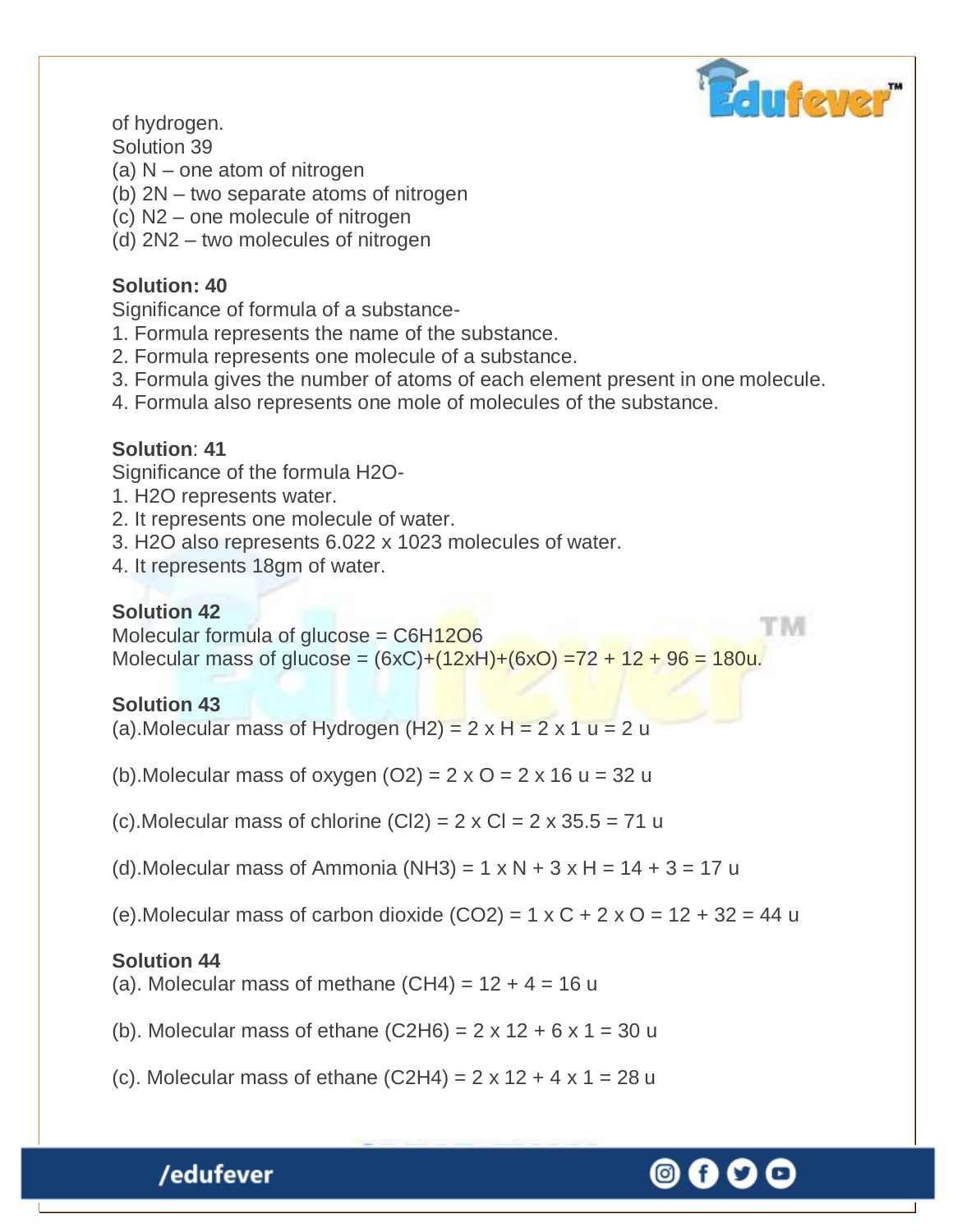of hydrogen.

Solution 39

(a) N – one atom of nitrogen

(b) 2N – two separate atoms of nitrogen

(c) $N_2$ – one molecule of nitrogen

(d) $2N_2$ – two molecules of nitrogen

**Solution: 40**

Significance of formula of a substance-

1. Formula represents the name of the substance.
2. Formula represents one molecule of a substance.
3. Formula gives the number of atoms of each element present in one molecule.
4. Formula also represents one mole of molecules of the substance.

**Solution**: **41**

Significance of the formula $H_2O$-

1. $H_2O$ represents water.
2. It represents one molecule of water.
3. $H_2O$ also represents 6.022 x 1023 molecules of water.
4. It represents 18gm of water.

**Solution 42**

Molecular formula of glucose = $C_6H_{12}O_6$

Molecular mass of glucose = (6xC)+(12xH)+(6xO) =72 + 12 + 96 = 180u.

**Solution 43**

(a).Molecular mass of Hydrogen ($H_2$) = 2 x H = 2 x 1 u = 2 u

(b).Molecular mass of oxygen ($O_2$) = 2 x O = 2 x 16 u = 32 u

(c).Molecular mass of chlorine ($Cl_2$) = 2 x Cl = 2 x 35.5 = 71 u

(d).Molecular mass of Ammonia ($NH_3$) = 1 x N + 3 x H = 14 + 3 = 17 u

(e).Molecular mass of carbon dioxide ($CO_2$) = 1 x C + 2 x O = 12 + 32 = 44 u

**Solution 44**

(a). Molecular mass of methane ($CH_4$) = 12 + 4 = 16 u

(b). Molecular mass of ethane ($C_2H_6$) = 2 x 12 + 6 x 1 = 30 u

(c). Molecular mass of ethane ($C_2H_4$) = 2 x 12 + 4 x 1 = 28 u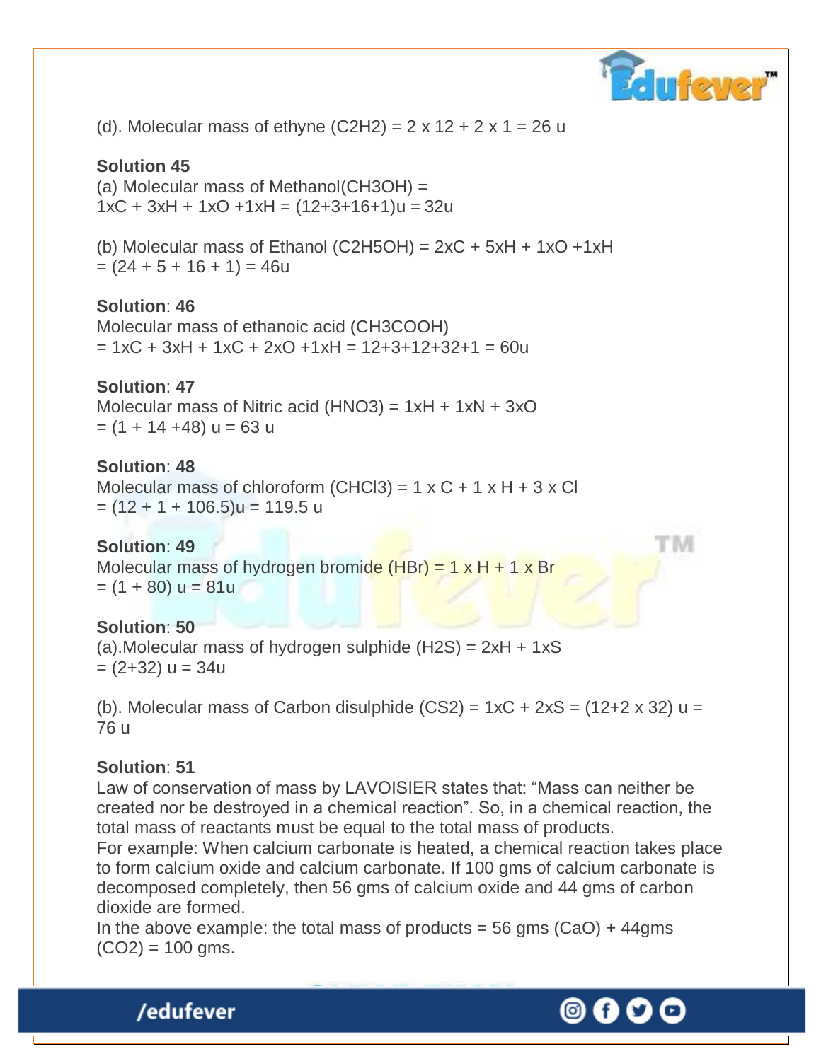(d). Molecular mass of ethyne ($C_2H_2$) = 2 x 12 + 2 x 1 = 26 u

**Solution 45**

(a) Molecular mass of Methanol($CH_3OH$) =
1xC + 3xH + 1xO +1xH = (12+3+16+1)u = 32u

(b) Molecular mass of Ethanol ($C_2H_5OH$) = 2xC + 5xH + 1xO +1xH
= (24 + 5 + 16 + 1) = 46u

**Solution**: **46**

Molecular mass of ethanoic acid ($CH_3COOH$)
= 1xC + 3xH + 1xC + 2xO +1xH = 12+3+12+32+1 = 60u

**Solution**: **47**

Molecular mass of Nitric acid ($HNO_3$) = 1xH + 1xN + 3xO
= (1 + 14 +48) u = 63 u

**Solution**: **48**

Molecular mass of chloroform ($CHCl_3$) = 1 x C + 1 x H + 3 x Cl
= (12 + 1 + 106.5)u = 119.5 u

**Solution**: **49**

Molecular mass of hydrogen bromide (HBr) = 1 x H + 1 x Br
= (1 + 80) u = 81u

**Solution**: **50**

(a).Molecular mass of hydrogen sulphide ($H_2S$) = 2xH + 1xS
= (2+32) u = 34u

(b). Molecular mass of Carbon disulphide ($CS_2$) = 1xC + 2xS = (12+2 x 32) u =
76 u

**Solution**: **51**

Law of conservation of mass by LAVOISIER states that: "Mass can neither be created nor be destroyed in a chemical reaction". So, in a chemical reaction, the total mass of reactants must be equal to the total mass of products.

For example: When calcium carbonate is heated, a chemical reaction takes place to form calcium oxide and calcium carbonate. If 100 gms of calcium carbonate is decomposed completely, then 56 gms of calcium oxide and 44 gms of carbon dioxide are formed.

In the above example: the total mass of products = 56 gms (CaO) + 44gms ($CO_2$) = 100 gms.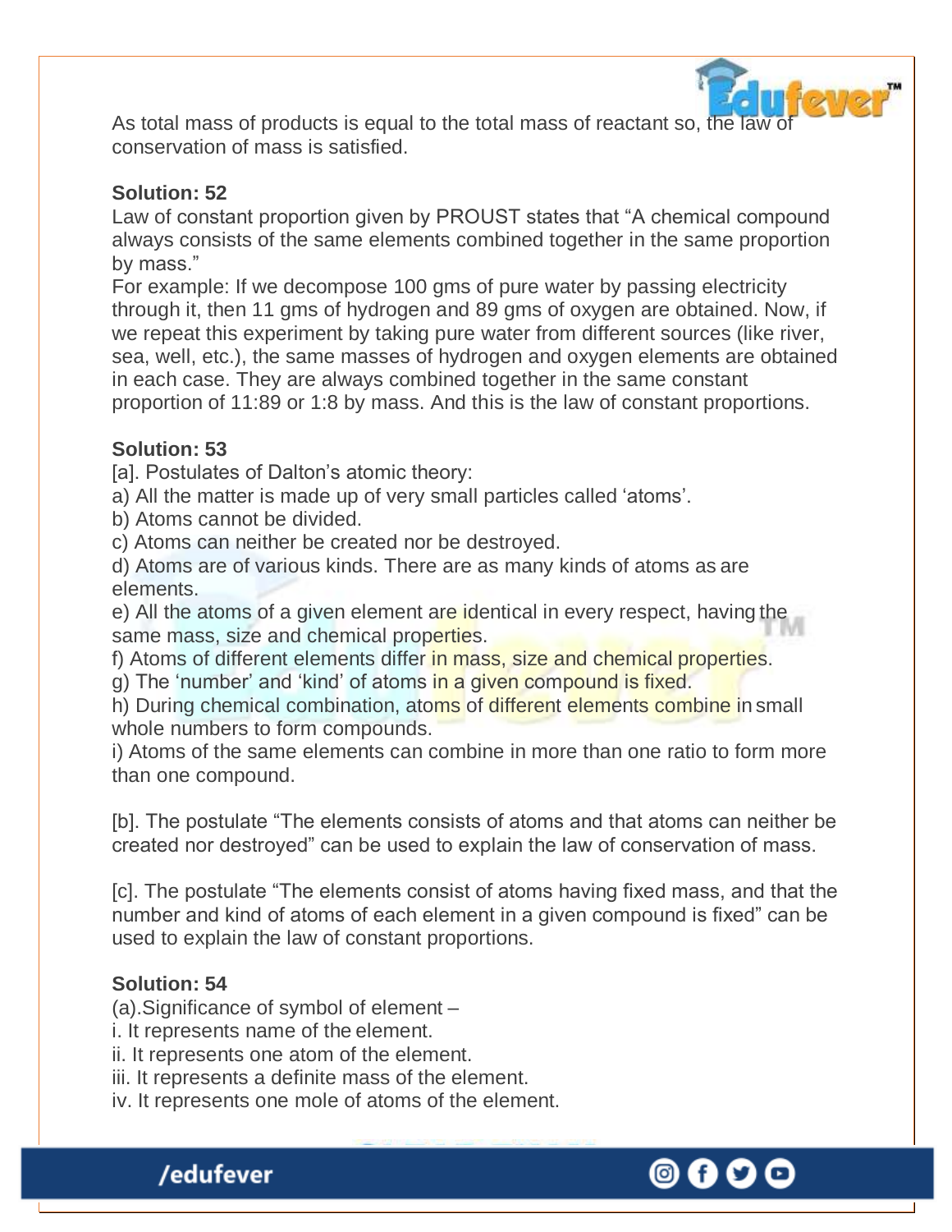As total mass of products is equal to the total mass of reactant so, the law of conservation of mass is satisfied.

**Solution: 52**

Law of constant proportion given by PROUST states that "A chemical compound always consists of the same elements combined together in the same proportion by mass."

For example: If we decompose 100 gms of pure water by passing electricity through it, then 11 gms of hydrogen and 89 gms of oxygen are obtained. Now, if we repeat this experiment by taking pure water from different sources (like river, sea, well, etc.), the same masses of hydrogen and oxygen elements are obtained in each case. They are always combined together in the same constant proportion of 11:89 or 1:8 by mass. And this is the law of constant proportions.

**Solution: 53**

[a]. Postulates of Dalton's atomic theory:

a) All the matter is made up of very small particles called 'atoms'.

b) Atoms cannot be divided.

c) Atoms can neither be created nor be destroyed.

d) Atoms are of various kinds. There are as many kinds of atoms as are elements.

e) All the atoms of a given element are identical in every respect, having the same mass, size and chemical properties.

f) Atoms of different elements differ in mass, size and chemical properties.

g) The 'number' and 'kind' of atoms in a given compound is fixed.

h) During chemical combination, atoms of different elements combine in small whole numbers to form compounds.

i) Atoms of the same elements can combine in more than one ratio to form more than one compound.

[b]. The postulate "The elements consists of atoms and that atoms can neither be created nor destroyed" can be used to explain the law of conservation of mass.

[c]. The postulate "The elements consist of atoms having fixed mass, and that the number and kind of atoms of each element in a given compound is fixed" can be used to explain the law of constant proportions.

**Solution: 54**

(a).Significance of symbol of element –

i. It represents name of the element.

ii. It represents one atom of the element.

iii. It represents a definite mass of the element.

iv. It represents one mole of atoms of the element.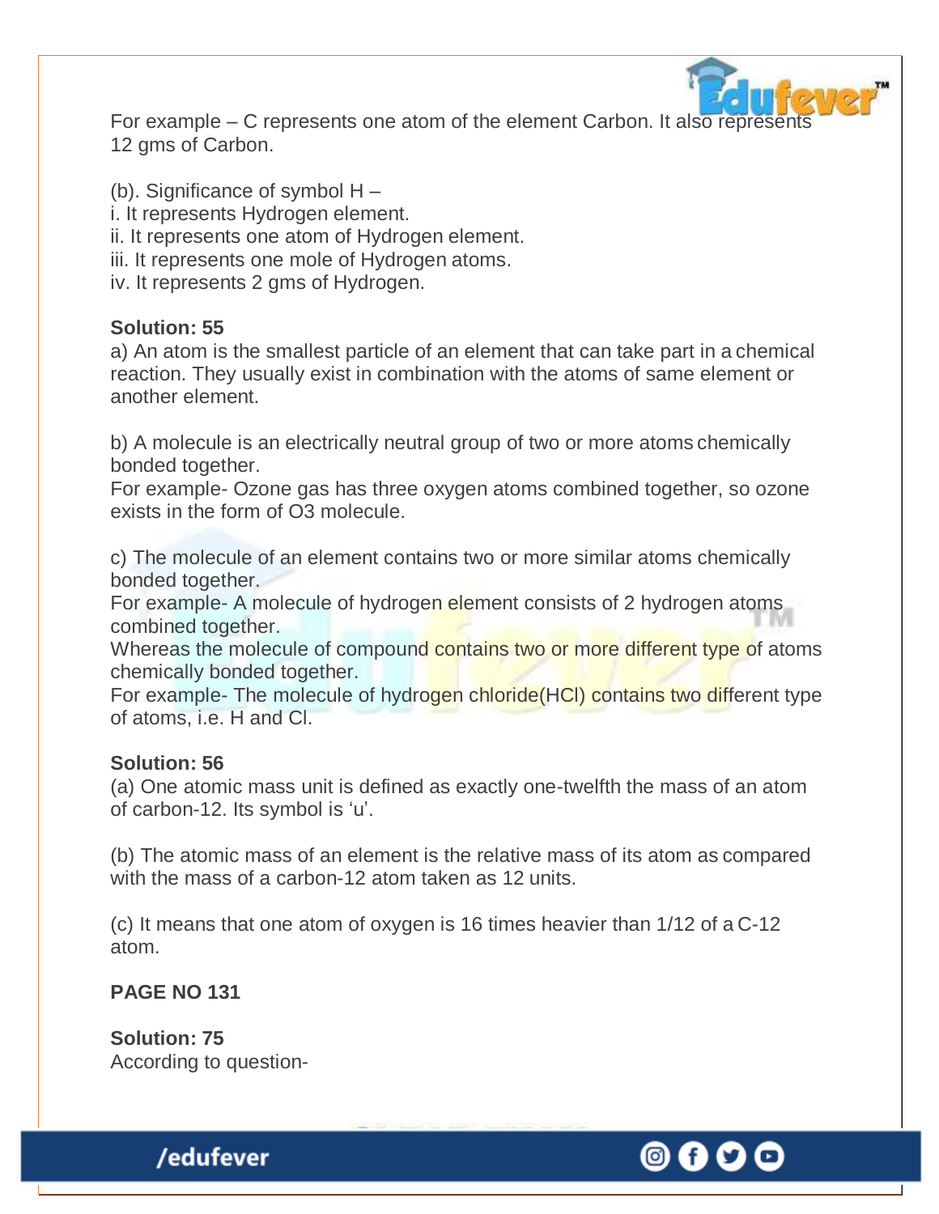For example – C represents one atom of the element Carbon. It also represents 12 gms of Carbon.

(b). Significance of symbol H –
i. It represents Hydrogen element.
ii. It represents one atom of Hydrogen element.
iii. It represents one mole of Hydrogen atoms.
iv. It represents 2 gms of Hydrogen.

**Solution: 55**
a) An atom is the smallest particle of an element that can take part in a chemical reaction. They usually exist in combination with the atoms of same element or another element.

b) A molecule is an electrically neutral group of two or more atoms chemically bonded together.
For example- Ozone gas has three oxygen atoms combined together, so ozone exists in the form of $O_3$ molecule.

c) The molecule of an element contains two or more similar atoms chemically bonded together.
For example- A molecule of hydrogen element consists of 2 hydrogen atoms combined together.
Whereas the molecule of compound contains two or more different type of atoms chemically bonded together.
For example- The molecule of hydrogen chloride(HCl) contains two different type of atoms, i.e. H and Cl.

**Solution: 56**
(a) One atomic mass unit is defined as exactly one-twelfth the mass of an atom of carbon-12. Its symbol is 'u'.

(b) The atomic mass of an element is the relative mass of its atom as compared with the mass of a carbon-12 atom taken as 12 units.

(c) It means that one atom of oxygen is 16 times heavier than 1/12 of a C-12 atom.

**PAGE NO 131**

**Solution: 75**
According to question-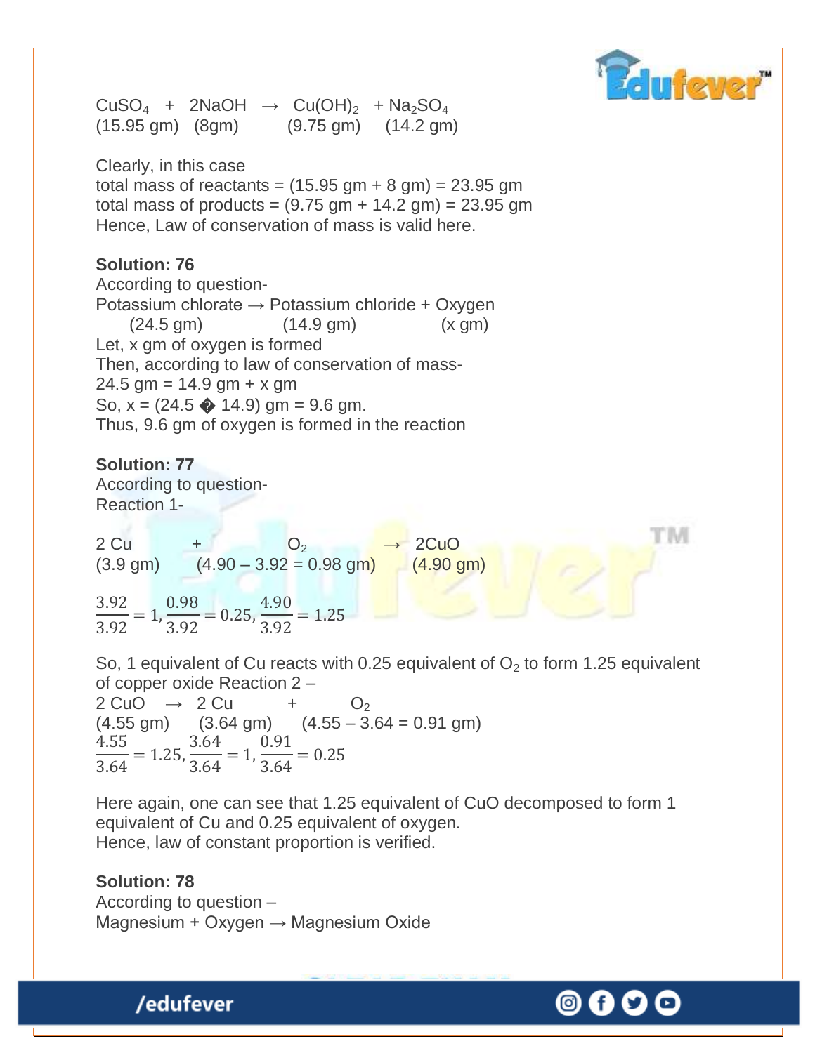$CuSO_4$ + $2NaOH$ → $Cu(OH)_2$ + $Na_2SO_4$
(15.95 gm) (8gm) (9.75 gm) (14.2 gm)

Clearly, in this case
total mass of reactants = (15.95 gm + 8 gm) = 23.95 gm
total mass of products = (9.75 gm + 14.2 gm) = 23.95 gm
Hence, Law of conservation of mass is valid here.

**Solution: 76**
According to question-
Potassium chlorate → Potassium chloride + Oxygen
(24.5 gm) (14.9 gm) (x gm)
Let, x gm of oxygen is formed
Then, according to law of conservation of mass-
24.5 gm = 14.9 gm + x gm
So, x = (24.5 � 14.9) gm = 9.6 gm.
Thus, 9.6 gm of oxygen is formed in the reaction

**Solution: 77**
According to question-
Reaction 1-

2 Cu + $O_2$ → 2CuO
(3.9 gm) (4.90 – 3.92 = 0.98 gm) (4.90 gm)

$$\frac{3.92}{3.92} = 1, \frac{0.98}{3.92} = 0.25, \frac{4.90}{3.92} = 1.25$$

So, 1 equivalent of Cu reacts with 0.25 equivalent of $O_2$ to form 1.25 equivalent of copper oxide Reaction 2 –
2 CuO → 2 Cu + $O_2$
(4.55 gm) (3.64 gm) (4.55 – 3.64 = 0.91 gm)

$$\frac{4.55}{3.64} = 1.25, \frac{3.64}{3.64} = 1, \frac{0.91}{3.64} = 0.25$$

Here again, one can see that 1.25 equivalent of CuO decomposed to form 1 equivalent of Cu and 0.25 equivalent of oxygen.
Hence, law of constant proportion is verified.

**Solution: 78**
According to question –
Magnesium + Oxygen → Magnesium Oxide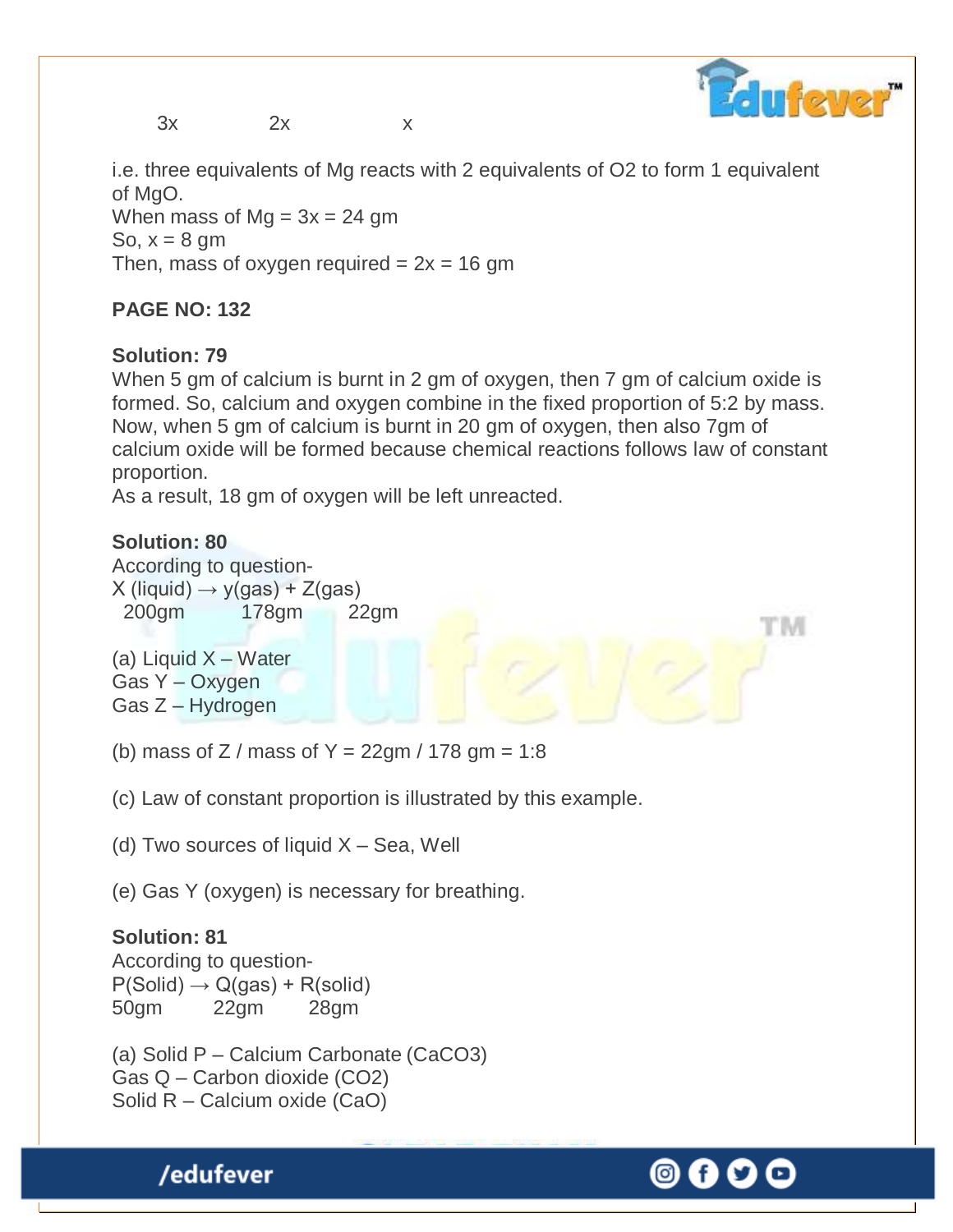3x        2x        x

i.e. three equivalents of Mg reacts with 2 equivalents of O2 to form 1 equivalent of MgO.
When mass of Mg = 3x = 24 gm
So, x = 8 gm
Then, mass of oxygen required = 2x = 16 gm

**PAGE NO: 132**

**Solution: 79**
When 5 gm of calcium is burnt in 2 gm of oxygen, then 7 gm of calcium oxide is formed. So, calcium and oxygen combine in the fixed proportion of 5:2 by mass. Now, when 5 gm of calcium is burnt in 20 gm of oxygen, then also 7gm of calcium oxide will be formed because chemical reactions follows law of constant proportion.
As a result, 18 gm of oxygen will be left unreacted.

**Solution: 80**
According to question-
X (liquid) → y(gas) + Z(gas)
200gm        178gm        22gm

(a) Liquid X – Water
Gas Y – Oxygen
Gas Z – Hydrogen

(b) mass of Z / mass of Y = 22gm / 178 gm = 1:8

(c) Law of constant proportion is illustrated by this example.

(d) Two sources of liquid X – Sea, Well

(e) Gas Y (oxygen) is necessary for breathing.

**Solution: 81**
According to question-
P(Solid) → Q(gas) + R(solid)
50gm        22gm        28gm

(a) Solid P – Calcium Carbonate ($CaCO_3$)
Gas Q – Carbon dioxide ($CO_2$)
Solid R – Calcium oxide (CaO)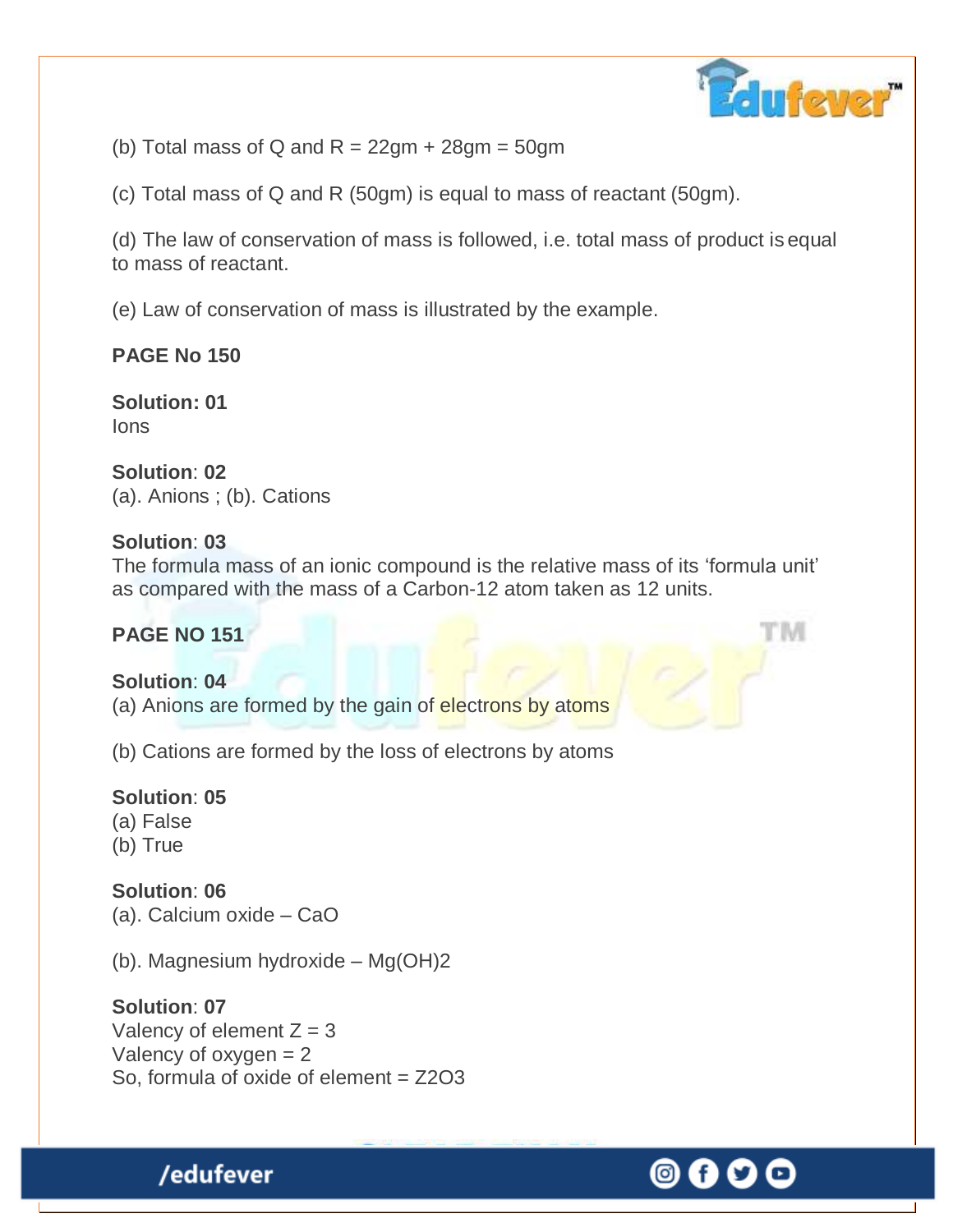(b) Total mass of Q and R = 22gm + 28gm = 50gm

(c) Total mass of Q and R (50gm) is equal to mass of reactant (50gm).

(d) The law of conservation of mass is followed, i.e. total mass of product is equal to mass of reactant.

(e) Law of conservation of mass is illustrated by the example.

**PAGE No 150**

**Solution: 01**
Ions

**Solution: 02**
(a). Anions ; (b). Cations

**Solution: 03**
The formula mass of an ionic compound is the relative mass of its 'formula unit' as compared with the mass of a Carbon-12 atom taken as 12 units.

**PAGE NO 151**

**Solution: 04**
(a) Anions are formed by the gain of electrons by atoms

(b) Cations are formed by the loss of electrons by atoms

**Solution: 05**
(a) False
(b) True

**Solution: 06**
(a). Calcium oxide – $CaO$

(b). Magnesium hydroxide – $Mg(OH)_2$

**Solution: 07**
Valency of element Z = 3
Valency of oxygen = 2
So, formula of oxide of element = $Z_2O_3$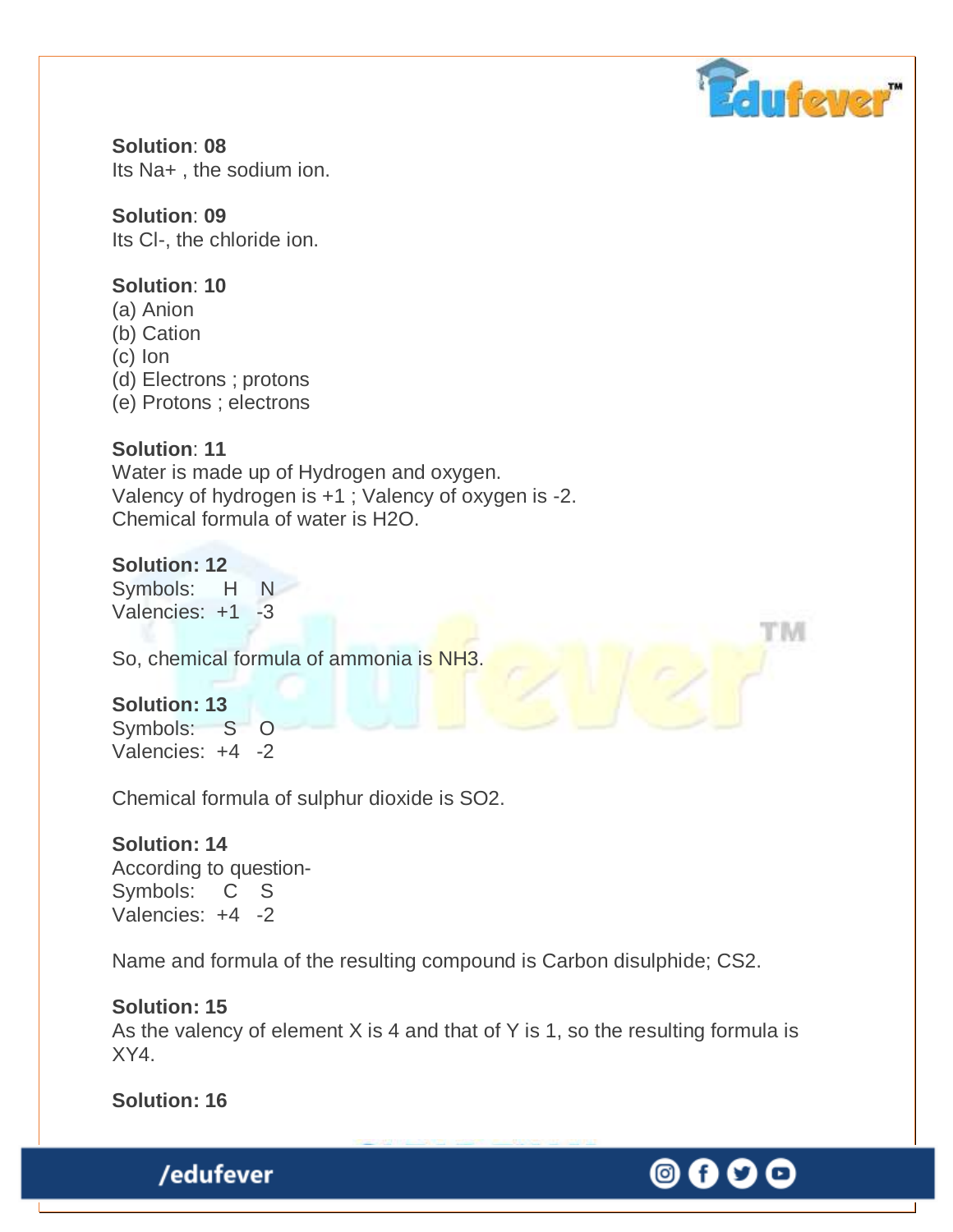**Solution**: **08**
Its $Na^+$ , the sodium ion.

**Solution**: **09**
Its $Cl^-$, the chloride ion.

**Solution**: **10**
(a) Anion
(b) Cation
(c) Ion
(d) Electrons ; protons
(e) Protons ; electrons

**Solution**: **11**
Water is made up of Hydrogen and oxygen.
Valency of hydrogen is +1 ; Valency of oxygen is -2.
Chemical formula of water is $H_2O$.

**Solution: 12**
Symbols: H N
Valencies: +1 -3

So, chemical formula of ammonia is $NH_3$.

**Solution: 13**
Symbols: S O
Valencies: +4 -2

Chemical formula of sulphur dioxide is $SO_2$.

**Solution: 14**
According to question-
Symbols: C S
Valencies: +4 -2

Name and formula of the resulting compound is Carbon disulphide; $CS_2$.

**Solution: 15**
As the valency of element X is 4 and that of Y is 1, so the resulting formula is $XY_4$.

**Solution: 16**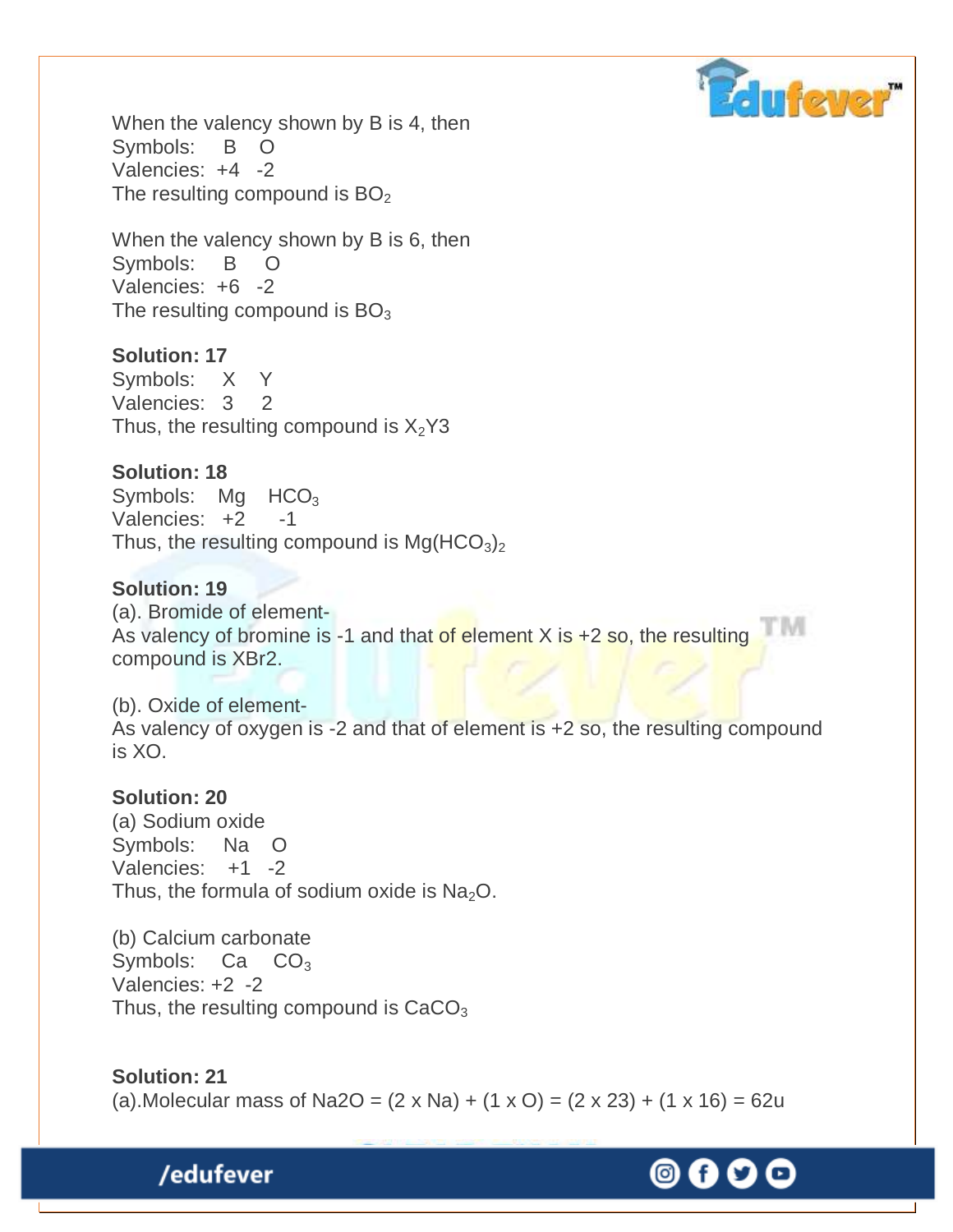When the valency shown by B is 4, then
Symbols: B O
Valencies: +4 -2
The resulting compound is $BO_2$

When the valency shown by B is 6, then
Symbols: B O
Valencies: +6 -2
The resulting compound is $BO_3$

**Solution: 17**
Symbols: X Y
Valencies: 3 2
Thus, the resulting compound is $X_2$Y3

**Solution: 18**
Symbols: Mg $HCO_3$
Valencies: +2 -1
Thus, the resulting compound is $Mg(HCO_3)_2$

**Solution: 19**
(a). Bromide of element-
As valency of bromine is -1 and that of element X is +2 so, the resulting compound is XBr2.

(b). Oxide of element-
As valency of oxygen is -2 and that of element is +2 so, the resulting compound is XO.

**Solution: 20**
(a) Sodium oxide
Symbols: Na O
Valencies: +1 -2
Thus, the formula of sodium oxide is $Na_2O$.

(b) Calcium carbonate
Symbols: Ca $CO_3$
Valencies: +2 -2
Thus, the resulting compound is $CaCO_3$

**Solution: 21**
(a).Molecular mass of Na2O = (2 x Na) + (1 x O) = (2 x 23) + (1 x 16) = 62u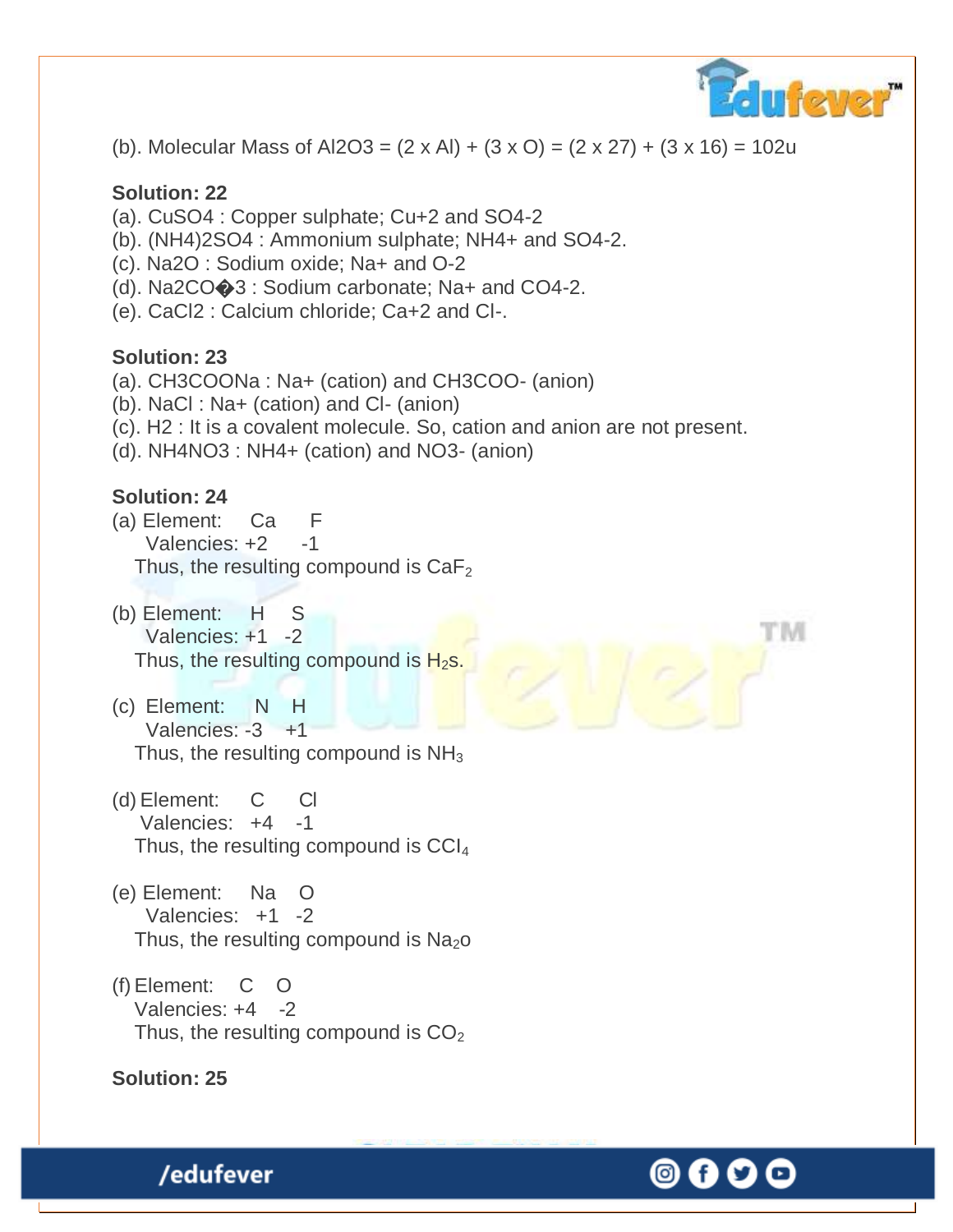(b). Molecular Mass of $Al_2O_3$ = (2 x Al) + (3 x O) = (2 x 27) + (3 x 16) = 102u

**Solution: 22**

(a). $CuSO_4$ : Copper sulphate; $Cu^{+2}$ and $SO_4^{-2}$

(b). $(NH_4)_2SO_4$ : Ammonium sulphate; $NH_4^+$ and $SO_4^{-2}$.

(c). $Na_2O$ : Sodium oxide; $Na^+$ and $O^{-2}$

(d). Na2CO�3 : Sodium carbonate; $Na^+$ and $CO_4^{-2}$.

(e). $CaCl_2$ : Calcium chloride; $Ca^{+2}$ and $Cl^-$.

**Solution: 23**

(a). $CH_3COONa$ : $Na^+$ (cation) and $CH_3COO^-$ (anion)

(b). NaCl : $Na^+$ (cation) and $Cl^-$ (anion)

(c). $H_2$ : It is a covalent molecule. So, cation and anion are not present.

(d). $NH_4NO_3$ : $NH_4^+$ (cation) and $NO_3^-$ (anion)

**Solution: 24**

(a) Element: Ca F
Valencies: +2 -1
Thus, the resulting compound is $CaF_2$

(b) Element: H S
Valencies: +1 -2
Thus, the resulting compound is $H_2s$.

(c) Element: N H
Valencies: -3 +1
Thus, the resulting compound is $NH_3$

(d) Element: C Cl
Valencies: +4 -1
Thus, the resulting compound is $CCl_4$

(e) Element: Na O
Valencies: +1 -2
Thus, the resulting compound is $Na_2o$

(f) Element: C O
Valencies: +4 -2
Thus, the resulting compound is $CO_2$

**Solution: 25**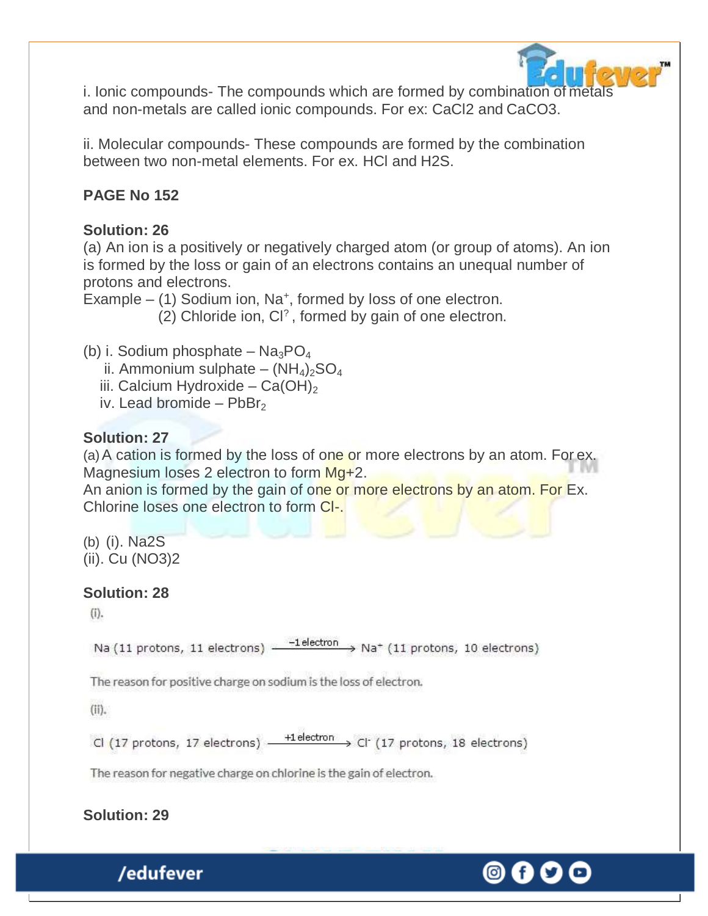i. Ionic compounds- The compounds which are formed by combination of metals and non-metals are called ionic compounds. For ex: $CaCl_2$ and $CaCO_3$.

ii. Molecular compounds- These compounds are formed by the combination between two non-metal elements. For ex. HCl and $H_2S$.

**PAGE No 152**

**Solution: 26**

(a) An ion is a positively or negatively charged atom (or group of atoms). An ion is formed by the loss or gain of an electrons contains an unequal number of protons and electrons.

Example – (1) Sodium ion, $Na^+$, formed by loss of one electron.
(2) Chloride ion, $Cl^?$ , formed by gain of one electron.

(b) i. Sodium phosphate – $Na_3PO_4$
ii. Ammonium sulphate – $(NH_4)_2SO_4$
iii. Calcium Hydroxide – $Ca(OH)_2$
iv. Lead bromide – $PbBr_2$

**Solution: 27**

(a) A cation is formed by the loss of one or more electrons by an atom. For ex. Magnesium loses 2 electron to form $Mg^{+2}$.
An anion is formed by the gain of one or more electrons by an atom. For Ex. Chlorine loses one electron to form $Cl^-$.

(b) (i). $Na_2S$
(ii). $Cu(NO_3)_2$

**Solution: 28**

(i).

$$Na \text{ (11 protons, 11 electrons)} \xrightarrow{-1 \text{ electron}} Na^+ \text{ (11 protons, 10 electrons)}$$

The reason for positive charge on sodium is the loss of electron.

(ii).

$$Cl \text{ (17 protons, 17 electrons)} \xrightarrow{+1 \text{ electron}} Cl^- \text{ (17 protons, 18 electrons)}$$

The reason for negative charge on chlorine is the gain of electron.

**Solution: 29**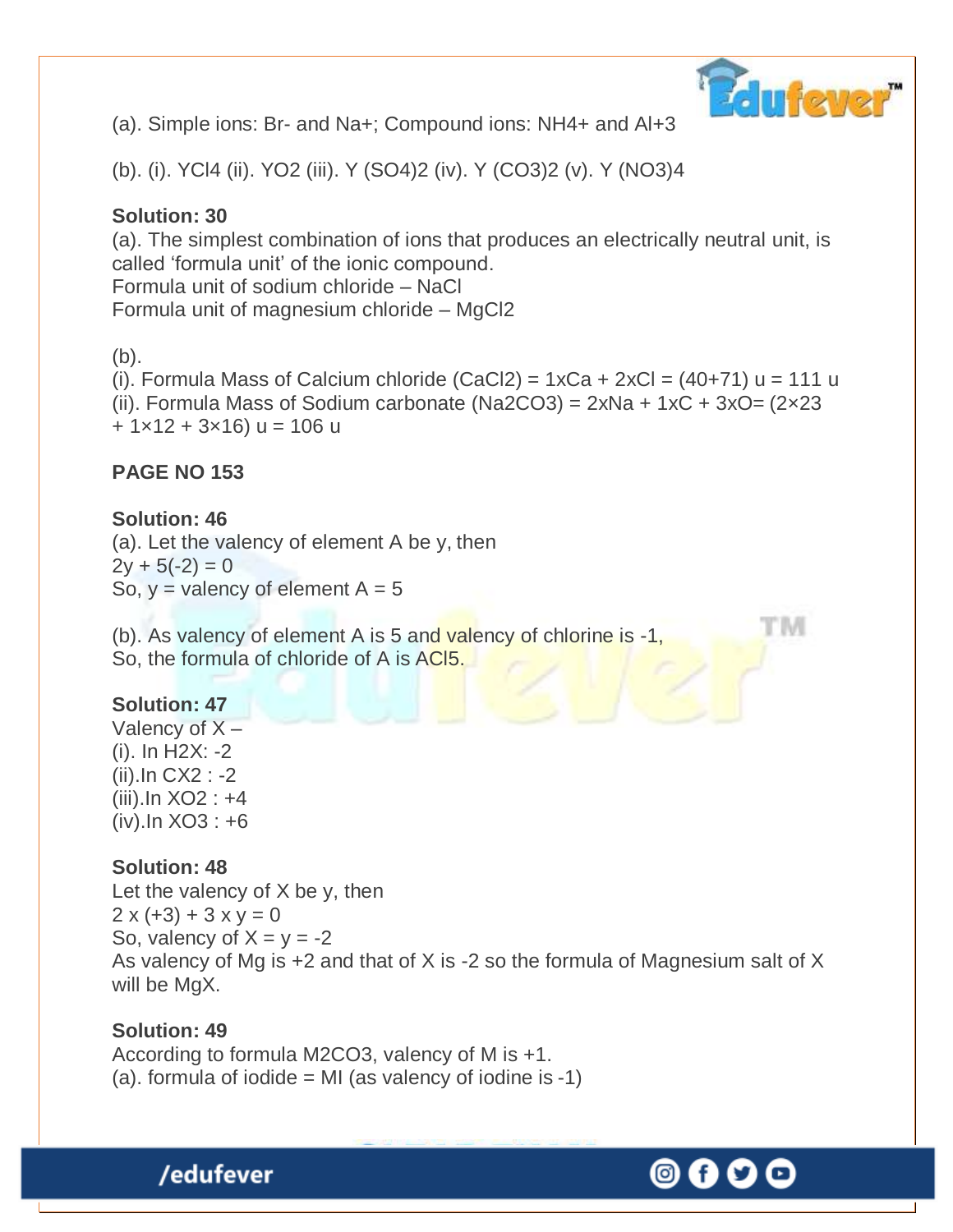(a). Simple ions: $Br^-$ and $Na^+$; Compound ions: $NH_4^+$ and $Al^{+3}$

(b). (i). $YCl_4$ (ii). $YO_2$ (iii). $Y(SO_4)_2$ (iv). $Y(CO_3)_2$ (v). $Y(NO_3)_4$

**Solution: 30**

(a). The simplest combination of ions that produces an electrically neutral unit, is called 'formula unit' of the ionic compound.
Formula unit of sodium chloride – NaCl
Formula unit of magnesium chloride – $MgCl_2$

(b).
(i). Formula Mass of Calcium chloride ($CaCl_2$) = 1xCa + 2xCl = (40+71) u = 111 u
(ii). Formula Mass of Sodium carbonate ($Na_2CO_3$) = 2xNa + 1xC + 3xO= (2×23 + 1×12 + 3×16) u = 106 u

**PAGE NO 153**

**Solution: 46**

(a). Let the valency of element A be y, then
$2y + 5(-2) = 0$
So, y = valency of element A = 5

(b). As valency of element A is 5 and valency of chlorine is -1,
So, the formula of chloride of A is $ACl_5$.

**Solution: 47**

Valency of X –
(i). In $H_2X$: -2
(ii).In $CX_2$ : -2
(iii).In $XO_2$ : +4
(iv).In $XO_3$ : +6

**Solution: 48**

Let the valency of X be y, then
$2 \times (+3) + 3 \times y = 0$
So, valency of X = y = -2
As valency of Mg is +2 and that of X is -2 so the formula of Magnesium salt of X will be MgX.

**Solution: 49**

According to formula $M_2CO_3$, valency of M is +1.
(a). formula of iodide = MI (as valency of iodine is -1)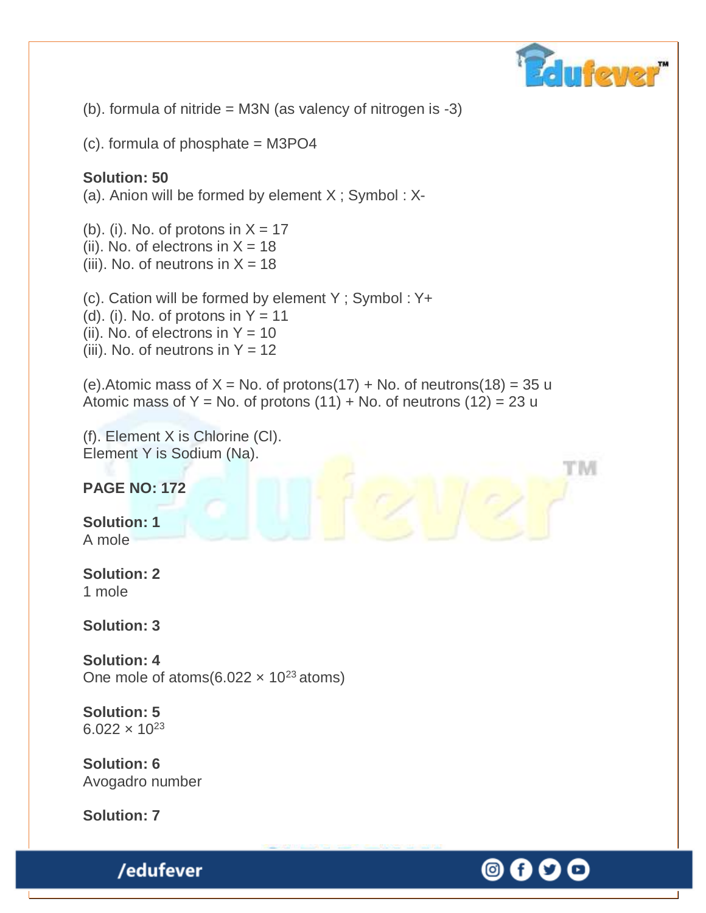(b). formula of nitride = $M_3N$ (as valency of nitrogen is -3)

(c). formula of phosphate = $M_3PO_4$

**Solution: 50**
(a). Anion will be formed by element X ; Symbol : $X^-$

(b). (i). No. of protons in X = 17
(ii). No. of electrons in X = 18
(iii). No. of neutrons in X = 18

(c). Cation will be formed by element Y ; Symbol : $Y^+$
(d). (i). No. of protons in Y = 11
(ii). No. of electrons in Y = 10
(iii). No. of neutrons in Y = 12

(e).Atomic mass of X = No. of protons(17) + No. of neutrons(18) = 35 u
Atomic mass of Y = No. of protons (11) + No. of neutrons (12) = 23 u

(f). Element X is Chlorine (Cl).
Element Y is Sodium (Na).

**PAGE NO: 172**

**Solution: 1**
A mole

**Solution: 2**
1 mole

**Solution: 3**

**Solution: 4**
One mole of atoms($6.022 \times 10^{23}$ atoms)

**Solution: 5**
$6.022 \times 10^{23}$

**Solution: 6**
Avogadro number

**Solution: 7**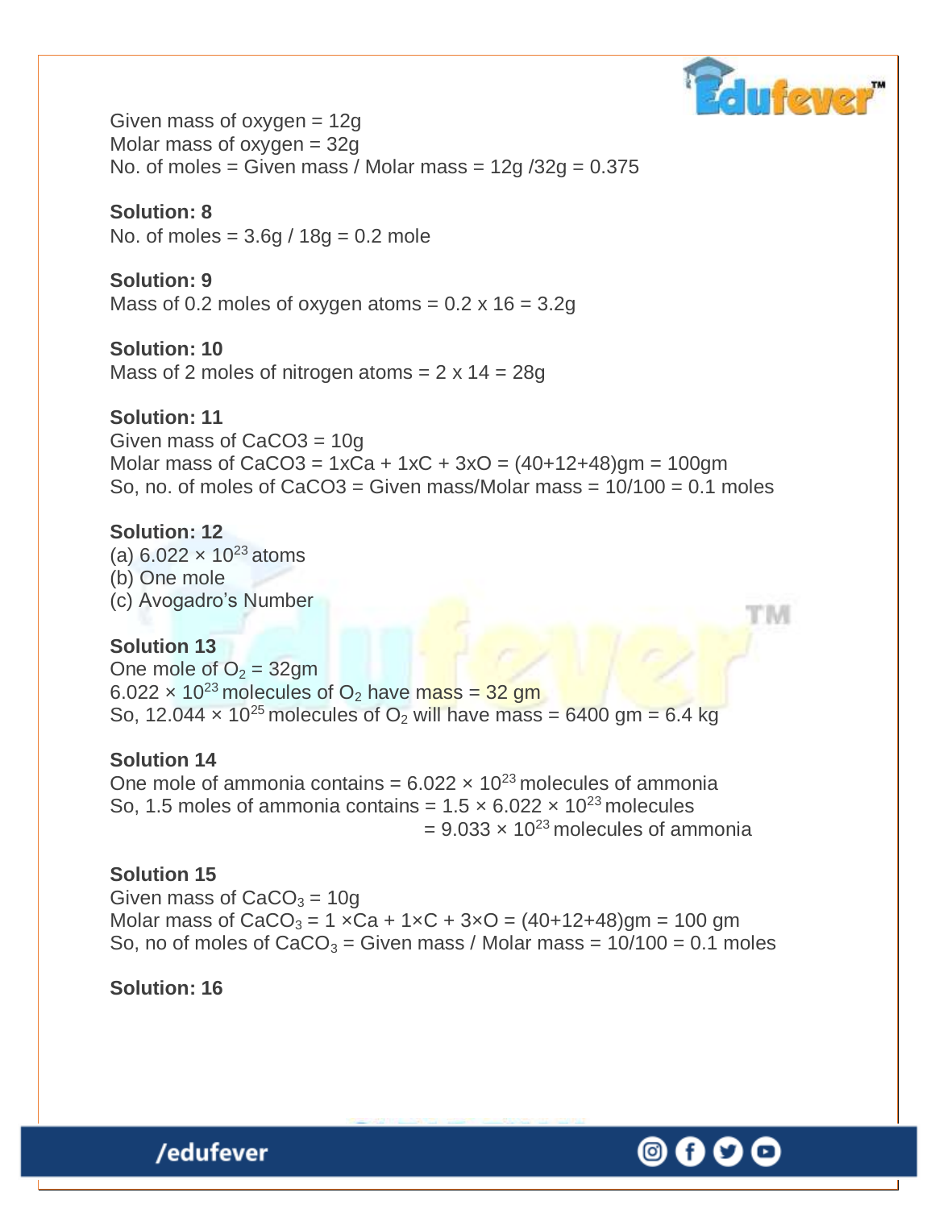Given mass of oxygen = 12g
Molar mass of oxygen = 32g
No. of moles = Given mass / Molar mass = 12g /32g = 0.375

**Solution: 8**
No. of moles = 3.6g / 18g = 0.2 mole

**Solution: 9**
Mass of 0.2 moles of oxygen atoms = 0.2 x 16 = 3.2g

**Solution: 10**
Mass of 2 moles of nitrogen atoms = 2 x 14 = 28g

**Solution: 11**
Given mass of CaCO3 = 10g
Molar mass of CaCO3 = 1xCa + 1xC + 3xO = (40+12+48)gm = 100gm
So, no. of moles of CaCO3 = Given mass/Molar mass = 10/100 = 0.1 moles

**Solution: 12**
(a) $6.022 \times 10^{23}$ atoms
(b) One mole
(c) Avogadro's Number

**Solution 13**
One mole of $O_2$ = 32gm
$6.022 \times 10^{23}$ molecules of $O_2$ have mass = 32 gm
So, $12.044 \times 10^{25}$ molecules of $O_2$ will have mass = 6400 gm = 6.4 kg

**Solution 14**
One mole of ammonia contains = $6.022 \times 10^{23}$ molecules of ammonia
So, 1.5 moles of ammonia contains = $1.5 \times 6.022 \times 10^{23}$ molecules
= $9.033 \times 10^{23}$ molecules of ammonia

**Solution 15**
Given mass of $CaCO_3$ = 10g
Molar mass of $CaCO_3$ = 1 ×Ca + 1×C + 3×O = (40+12+48)gm = 100 gm
So, no of moles of $CaCO_3$ = Given mass / Molar mass = 10/100 = 0.1 moles

**Solution: 16**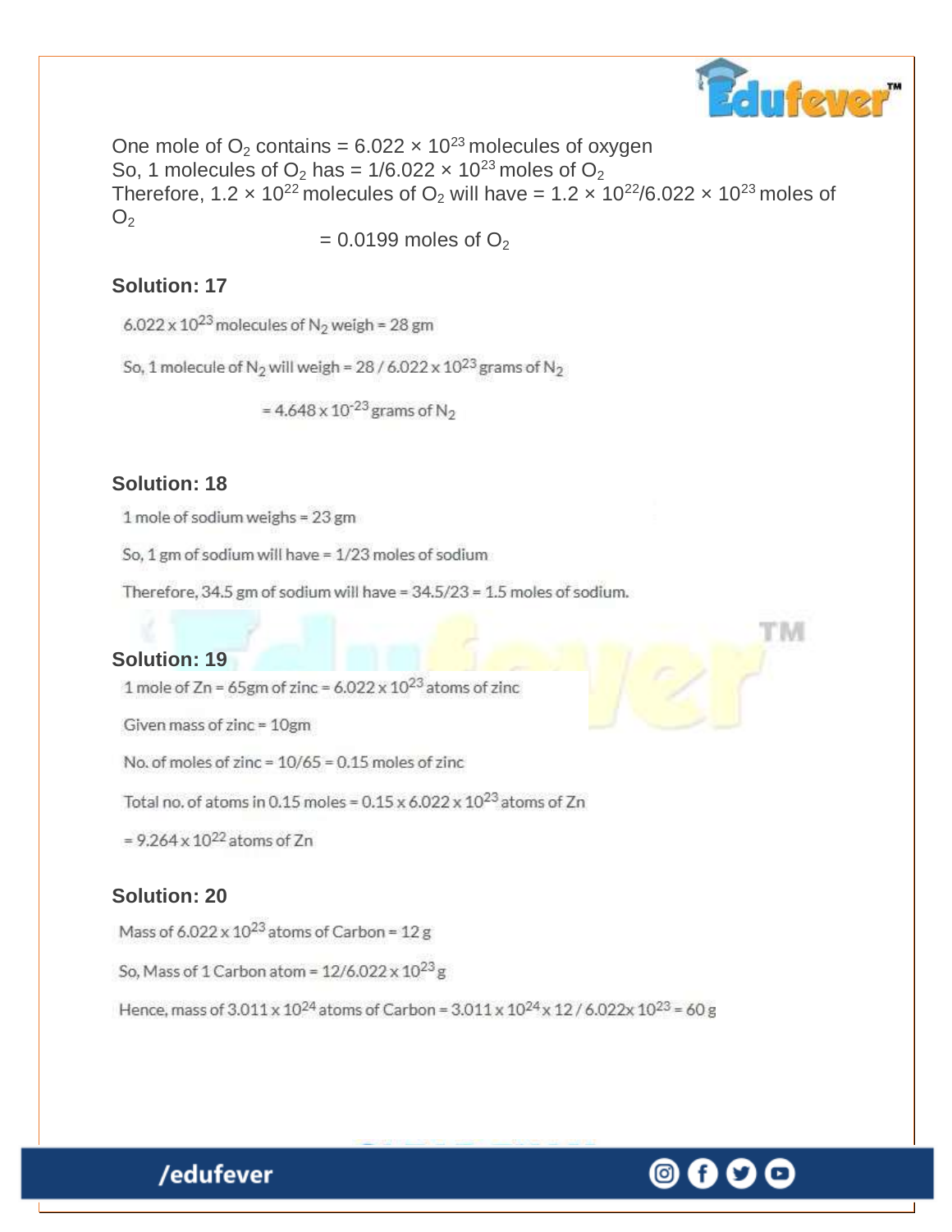One mole of $O_2$ contains = $6.022 \times 10^{23}$ molecules of oxygen
So, 1 molecules of $O_2$ has = $1/6.022 \times 10^{23}$ moles of $O_2$
Therefore, $1.2 \times 10^{22}$ molecules of $O_2$ will have = $1.2 \times 10^{22}/6.022 \times 10^{23}$ moles of $O_2$

= 0.0199 moles of $O_2$

**Solution: 17**

$6.022 \times 10^{23}$ molecules of $N_2$ weigh = 28 gm

So, 1 molecule of $N_2$ will weigh = $28 / 6.022 \times 10^{23}$ grams of $N_2$

= $4.648 \times 10^{-23}$ grams of $N_2$

**Solution: 18**

1 mole of sodium weighs = 23 gm

So, 1 gm of sodium will have = 1/23 moles of sodium

Therefore, 34.5 gm of sodium will have = 34.5/23 = 1.5 moles of sodium.

**Solution: 19**

1 mole of Zn = 65gm of zinc = $6.022 \times 10^{23}$ atoms of zinc

Given mass of zinc = 10gm

No. of moles of zinc = 10/65 = 0.15 moles of zinc

Total no. of atoms in 0.15 moles = $0.15 \times 6.022 \times 10^{23}$ atoms of Zn

= $9.264 \times 10^{22}$ atoms of Zn

**Solution: 20**

Mass of $6.022 \times 10^{23}$ atoms of Carbon = 12 g

So, Mass of 1 Carbon atom = $12/6.022 \times 10^{23}$ g

Hence, mass of $3.011 \times 10^{24}$ atoms of Carbon = $3.011 \times 10^{24} \times 12 / 6.022 \times 10^{23}$ = 60 g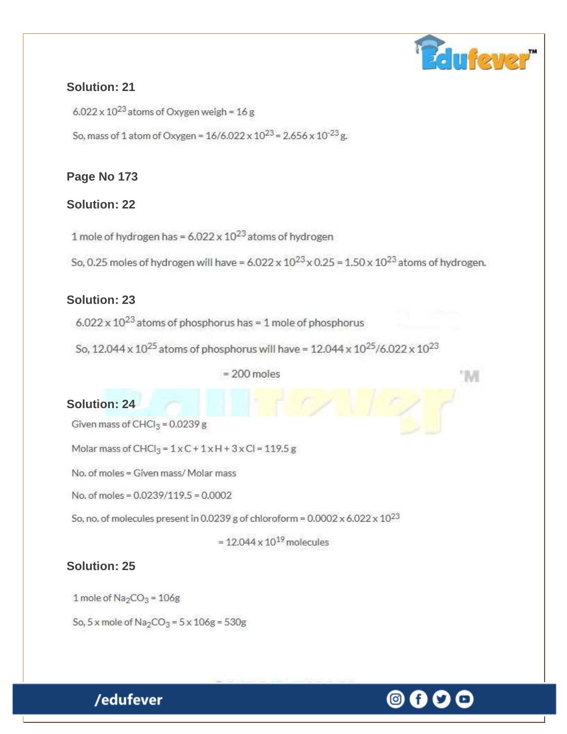### Solution: 21

$6.022 \times 10^{23}$ atoms of Oxygen weigh = 16 g

So, mass of 1 atom of Oxygen = $16/6.022 \times 10^{23} = 2.656 \times 10^{-23}$ g.

### Page No 173

### Solution: 22

1 mole of hydrogen has = $6.022 \times 10^{23}$ atoms of hydrogen

So, 0.25 moles of hydrogen will have = $6.022 \times 10^{23} \times 0.25 = 1.50 \times 10^{23}$ atoms of hydrogen.

### Solution: 23

$6.022 \times 10^{23}$ atoms of phosphorus has = 1 mole of phosphorus

So, $12.044 \times 10^{25}$ atoms of phosphorus will have = $12.044 \times 10^{25}/6.022 \times 10^{23}$

= 200 moles

### Solution: 24

Given mass of $CHCl_3$ = 0.0239 g

Molar mass of $CHCl_3$ = 1 x C + 1 x H + 3 x Cl = 119.5 g

No. of moles = Given mass/ Molar mass

No. of moles = 0.0239/119.5 = 0.0002

So, no. of molecules present in 0.0239 g of chloroform = $0.0002 \times 6.022 \times 10^{23}$

= $12.044 \times 10^{19}$ molecules

### Solution: 25

1 mole of $Na_2CO_3$ = 106g

So, 5 x mole of $Na_2CO_3$ = 5 x 106g = 530g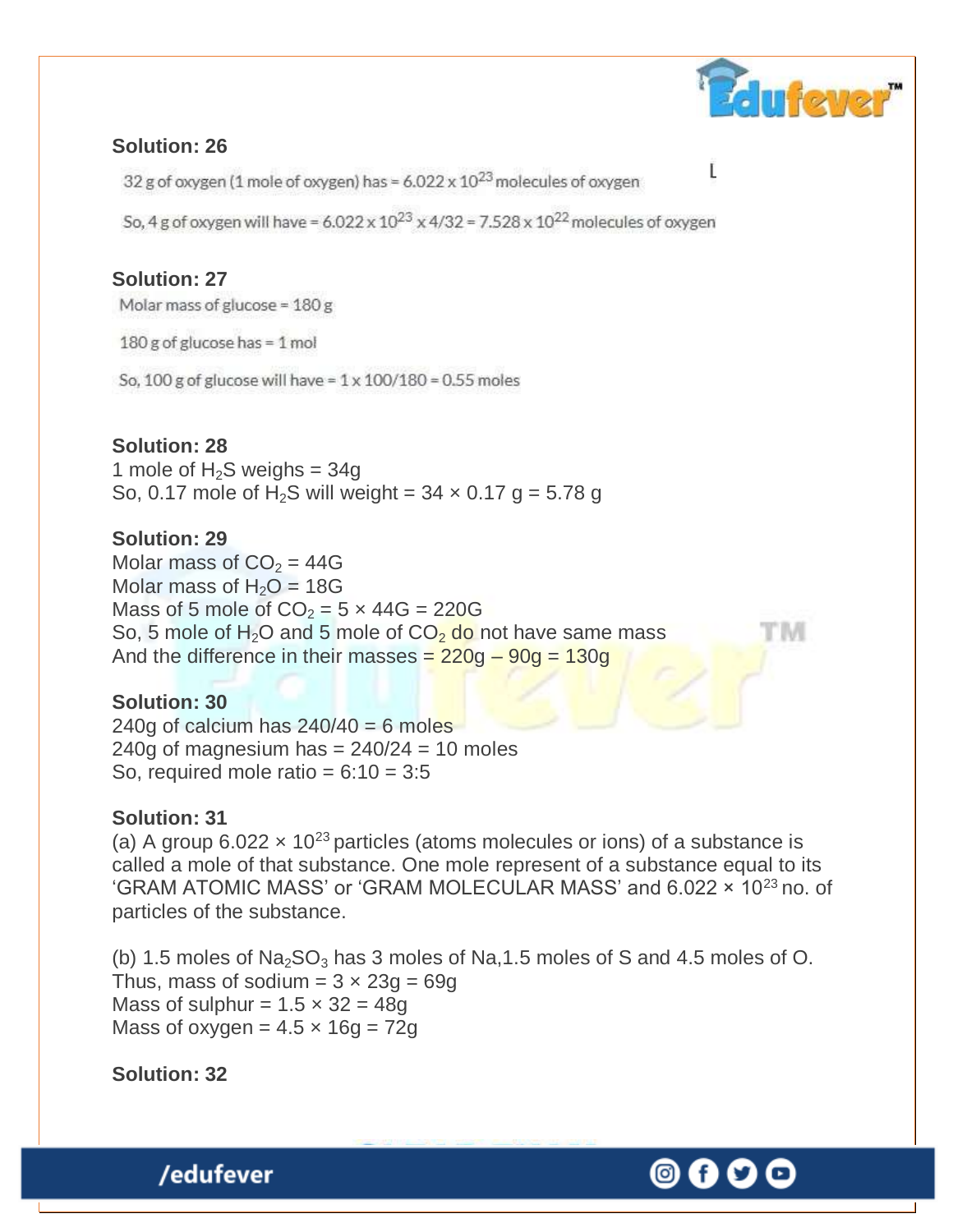**Solution: 26**

32 g of oxygen (1 mole of oxygen) has = $6.022 \times 10^{23}$ molecules of oxygen

So, 4 g of oxygen will have = $6.022 \times 10^{23} \times 4/32 = 7.528 \times 10^{22}$ molecules of oxygen

**Solution: 27**

Molar mass of glucose = 180 g

180 g of glucose has = 1 mol

So, 100 g of glucose will have = 1 x 100/180 = 0.55 moles

**Solution: 28**

1 mole of $H_2S$ weighs = 34g
So, 0.17 mole of $H_2S$ will weight = 34 × 0.17 g = 5.78 g

**Solution: 29**

Molar mass of $CO_2$ = 44G
Molar mass of $H_2O$ = 18G
Mass of 5 mole of $CO_2$ = 5 × 44G = 220G
So, 5 mole of $H_2O$ and 5 mole of $CO_2$ do not have same mass
And the difference in their masses = 220g – 90g = 130g

**Solution: 30**

240g of calcium has 240/40 = 6 moles
240g of magnesium has = 240/24 = 10 moles
So, required mole ratio = 6:10 = 3:5

**Solution: 31**

(a) A group $6.022 \times 10^{23}$ particles (atoms molecules or ions) of a substance is called a mole of that substance. One mole represent of a substance equal to its 'GRAM ATOMIC MASS' or 'GRAM MOLECULAR MASS' and $6.022 \times 10^{23}$ no. of particles of the substance.

(b) 1.5 moles of $Na_2SO_3$ has 3 moles of Na,1.5 moles of S and 4.5 moles of O.
Thus, mass of sodium = 3 × 23g = 69g
Mass of sulphur = 1.5 × 32 = 48g
Mass of oxygen = 4.5 × 16g = 72g

**Solution: 32**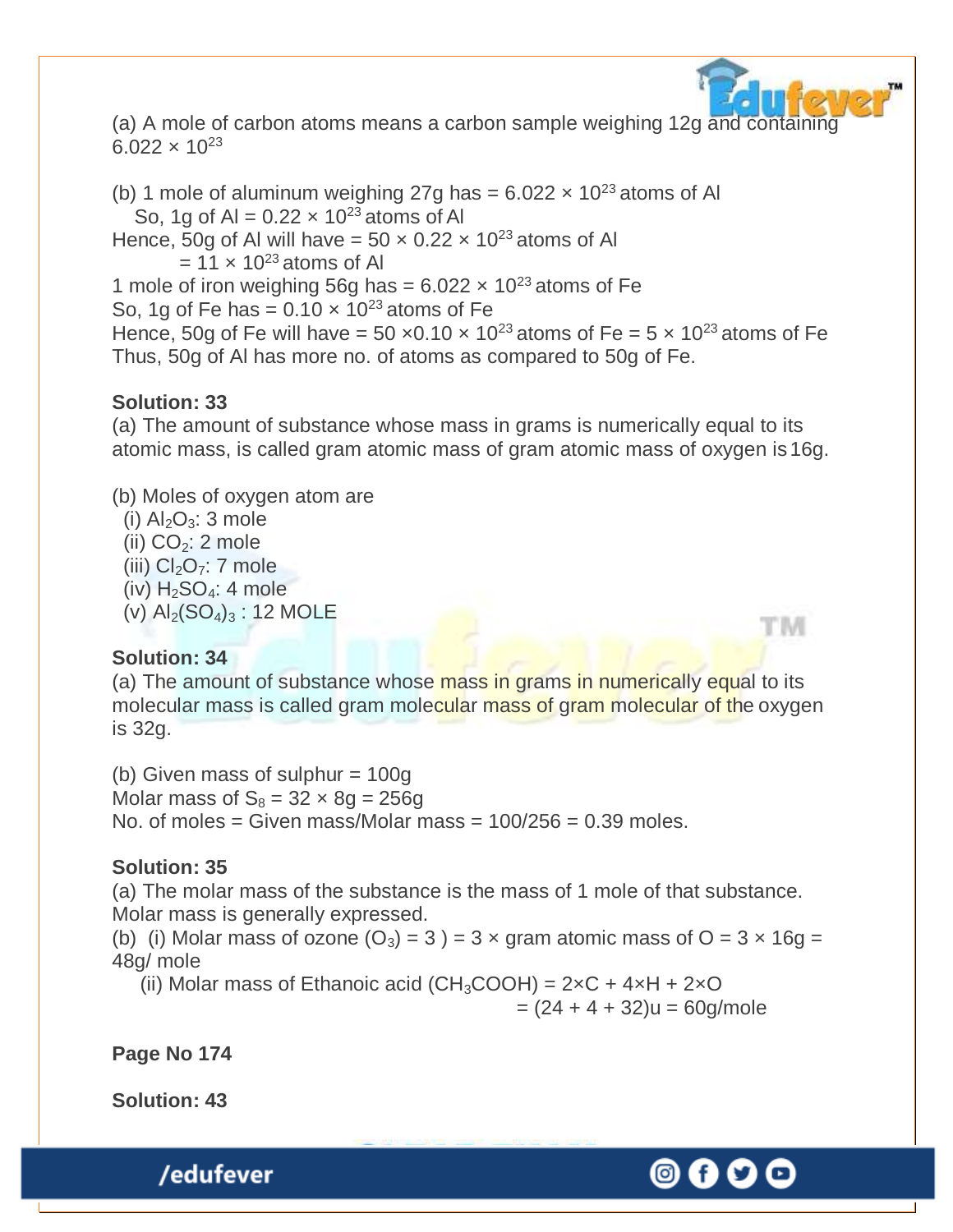(a) A mole of carbon atoms means a carbon sample weighing 12g and containing $6.022 \times 10^{23}$

(b) 1 mole of aluminum weighing 27g has = $6.022 \times 10^{23}$ atoms of Al
So, 1g of Al = $0.22 \times 10^{23}$ atoms of Al
Hence, 50g of Al will have = $50 \times 0.22 \times 10^{23}$ atoms of Al
= $11 \times 10^{23}$ atoms of Al
1 mole of iron weighing 56g has = $6.022 \times 10^{23}$ atoms of Fe
So, 1g of Fe has = $0.10 \times 10^{23}$ atoms of Fe
Hence, 50g of Fe will have = $50 \times 0.10 \times 10^{23}$ atoms of Fe = $5 \times 10^{23}$ atoms of Fe
Thus, 50g of Al has more no. of atoms as compared to 50g of Fe.

**Solution: 33**

(a) The amount of substance whose mass in grams is numerically equal to its atomic mass, is called gram atomic mass of gram atomic mass of oxygen is 16g.

(b) Moles of oxygen atom are
(i) $Al_2O_3$: 3 mole
(ii) $CO_2$: 2 mole
(iii) $Cl_2O_7$: 7 mole
(iv) $H_2SO_4$: 4 mole
(v) $Al_2(SO_4)_3$ : 12 MOLE

**Solution: 34**

(a) The amount of substance whose mass in grams in numerically equal to its molecular mass is called gram molecular mass of gram molecular of the oxygen is 32g.

(b) Given mass of sulphur = 100g
Molar mass of $S_8$ = $32 \times 8$g = 256g
No. of moles = Given mass/Molar mass = 100/256 = 0.39 moles.

**Solution: 35**

(a) The molar mass of the substance is the mass of 1 mole of that substance. Molar mass is generally expressed.
(b) (i) Molar mass of ozone ($O_3$) = 3 ) = 3 × gram atomic mass of O = 3 × 16g = 48g/ mole
(ii) Molar mass of Ethanoic acid ($CH_3COOH$) = 2×C + 4×H + 2×O
= (24 + 4 + 32)u = 60g/mole

**Page No 174**

**Solution: 43**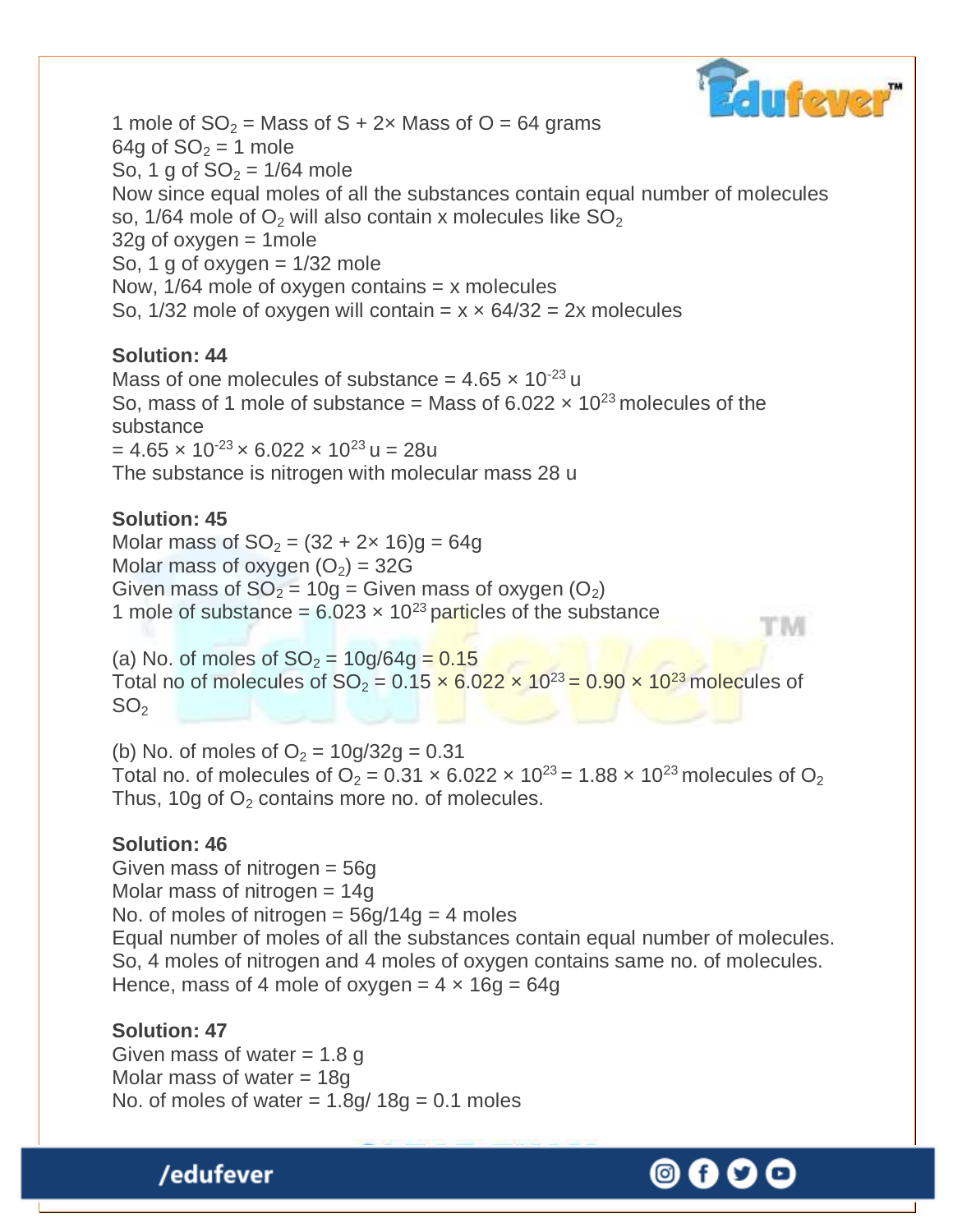1 mole of $SO_2$ = Mass of S + 2× Mass of O = 64 grams
64g of $SO_2$ = 1 mole
So, 1 g of $SO_2$ = 1/64 mole
Now since equal moles of all the substances contain equal number of molecules
so, 1/64 mole of $O_2$ will also contain x molecules like $SO_2$
32g of oxygen = 1mole
So, 1 g of oxygen = 1/32 mole
Now, 1/64 mole of oxygen contains = x molecules
So, 1/32 mole of oxygen will contain = x × 64/32 = 2x molecules

**Solution: 44**

Mass of one molecules of substance = $4.65 \times 10^{-23}$ u
So, mass of 1 mole of substance = Mass of $6.022 \times 10^{23}$ molecules of the substance
= $4.65 \times 10^{-23} \times 6.022 \times 10^{23}$ u = 28u
The substance is nitrogen with molecular mass 28 u

**Solution: 45**

Molar mass of $SO_2$ = (32 + 2× 16)g = 64g
Molar mass of oxygen ($O_2$) = 32G
Given mass of $SO_2$ = 10g = Given mass of oxygen ($O_2$)
1 mole of substance = $6.023 \times 10^{23}$ particles of the substance

(a) No. of moles of $SO_2$ = 10g/64g = 0.15
Total no of molecules of $SO_2$ = $0.15 \times 6.022 \times 10^{23} = 0.90 \times 10^{23}$ molecules of $SO_2$

(b) No. of moles of $O_2$ = 10g/32g = 0.31
Total no. of molecules of $O_2$ = $0.31 \times 6.022 \times 10^{23} = 1.88 \times 10^{23}$ molecules of $O_2$
Thus, 10g of $O_2$ contains more no. of molecules.

**Solution: 46**

Given mass of nitrogen = 56g
Molar mass of nitrogen = 14g
No. of moles of nitrogen = 56g/14g = 4 moles
Equal number of moles of all the substances contain equal number of molecules.
So, 4 moles of nitrogen and 4 moles of oxygen contains same no. of molecules.
Hence, mass of 4 mole of oxygen = 4 × 16g = 64g

**Solution: 47**

Given mass of water = 1.8 g
Molar mass of water = 18g
No. of moles of water = 1.8g/ 18g = 0.1 moles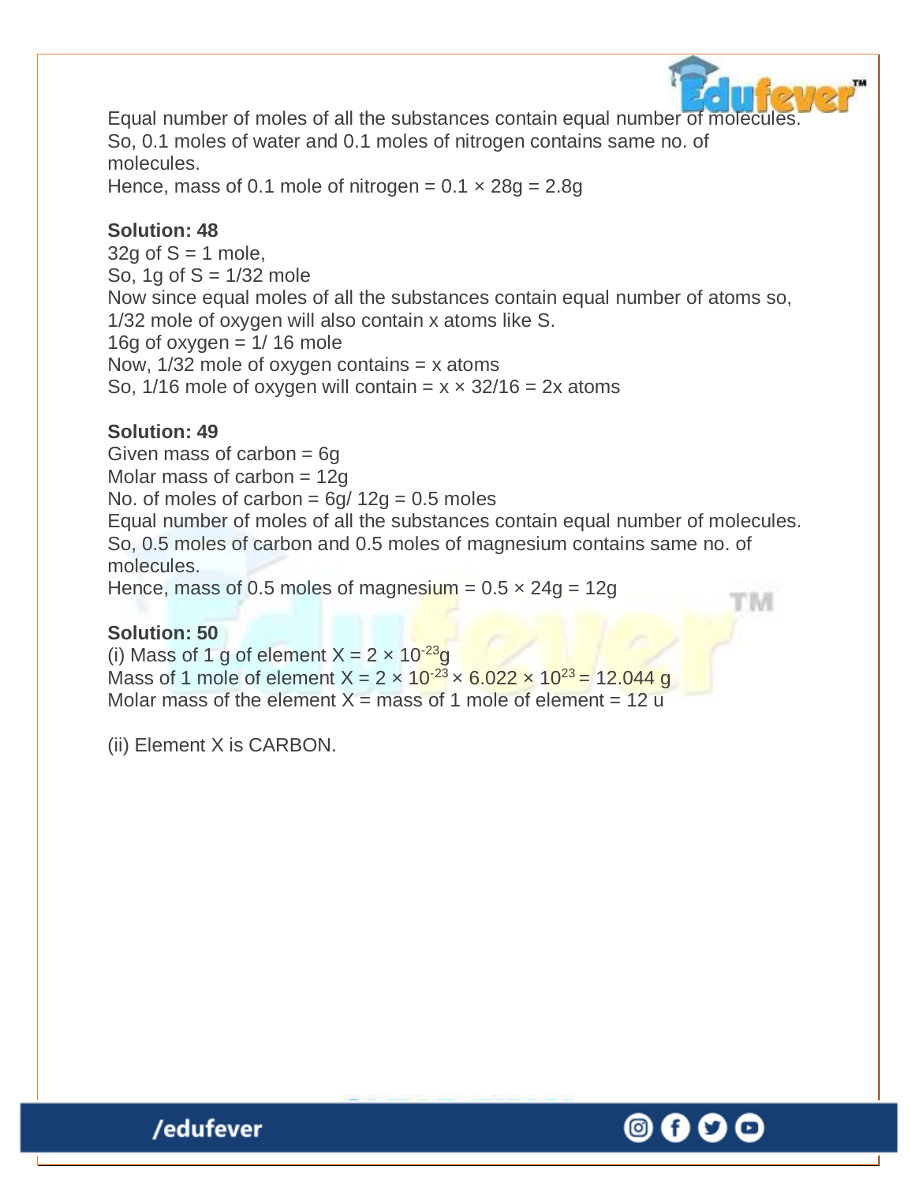Equal number of moles of all the substances contain equal number of molecules.
So, 0.1 moles of water and 0.1 moles of nitrogen contains same no. of molecules.
Hence, mass of 0.1 mole of nitrogen = $0.1 \times 28g = 2.8g$

**Solution: 48**

32g of S = 1 mole,
So, 1g of S = 1/32 mole
Now since equal moles of all the substances contain equal number of atoms so, 1/32 mole of oxygen will also contain x atoms like S.
16g of oxygen = 1/ 16 mole
Now, 1/32 mole of oxygen contains = x atoms
So, 1/16 mole of oxygen will contain = $x \times 32/16 = 2x$ atoms

**Solution: 49**

Given mass of carbon = 6g
Molar mass of carbon = 12g
No. of moles of carbon = 6g/ 12g = 0.5 moles
Equal number of moles of all the substances contain equal number of molecules.
So, 0.5 moles of carbon and 0.5 moles of magnesium contains same no. of molecules.
Hence, mass of 0.5 moles of magnesium = $0.5 \times 24g = 12g$

**Solution: 50**

(i) Mass of 1 g of element X = $2 \times 10^{-23}$g
Mass of 1 mole of element X = $2 \times 10^{-23} \times 6.022 \times 10^{23} = 12.044$ g
Molar mass of the element X = mass of 1 mole of element = 12 u

(ii) Element X is CARBON.